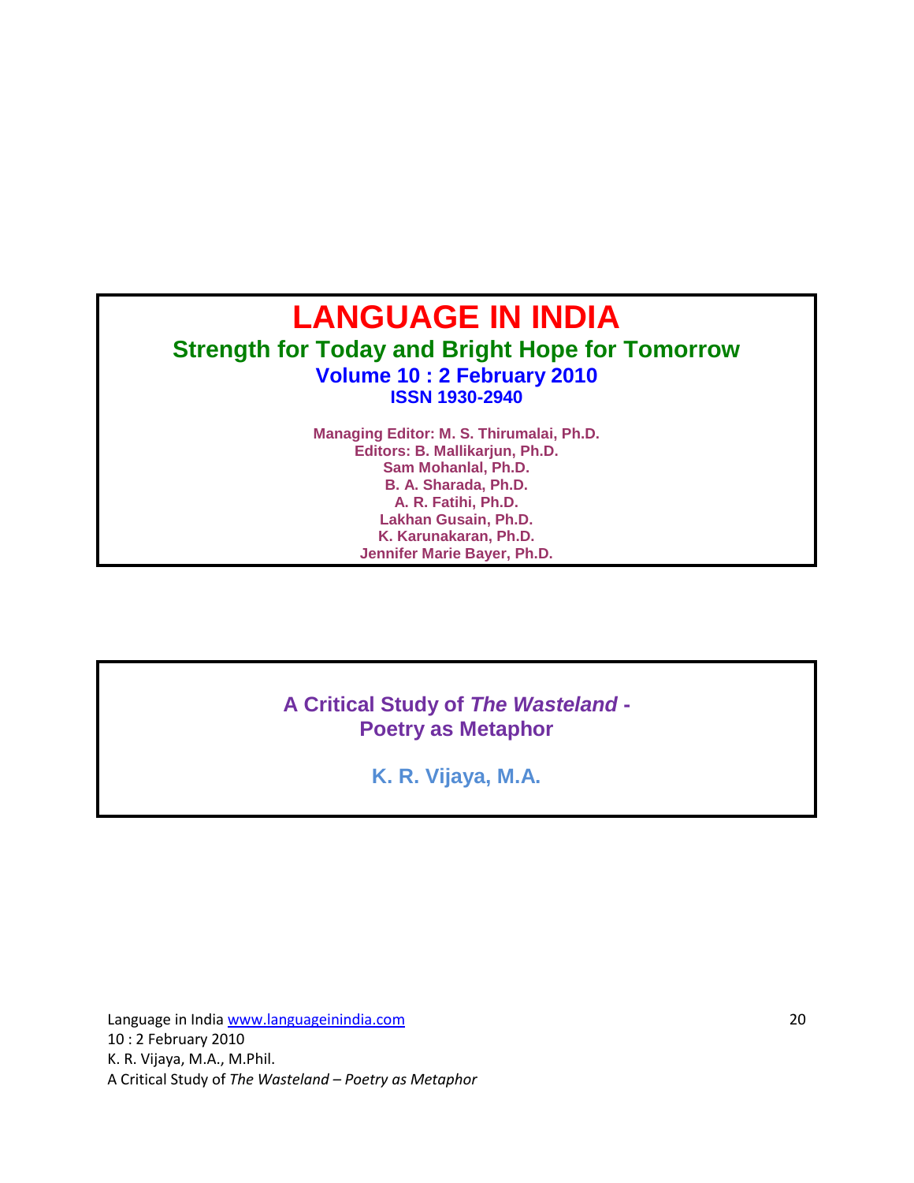# LANGUAGE IN INDIA

## Strength for Today and Bright Hope for Tomorrow

**Volume 10 : 2 February 2010**
**ISSN 1930-2940**

**Managing Editor: M. S. Thirumalai, Ph.D.**
**Editors: B. Mallikarjun, Ph.D.**
**Sam Mohanlal, Ph.D.**
**B. A. Sharada, Ph.D.**
**A. R. Fatihi, Ph.D.**
**Lakhan Gusain, Ph.D.**
**K. Karunakaran, Ph.D.**
**Jennifer Marie Bayer, Ph.D.**

# A Critical Study of *The Wasteland* - Poetry as Metaphor

**K. R. Vijaya, M.A.**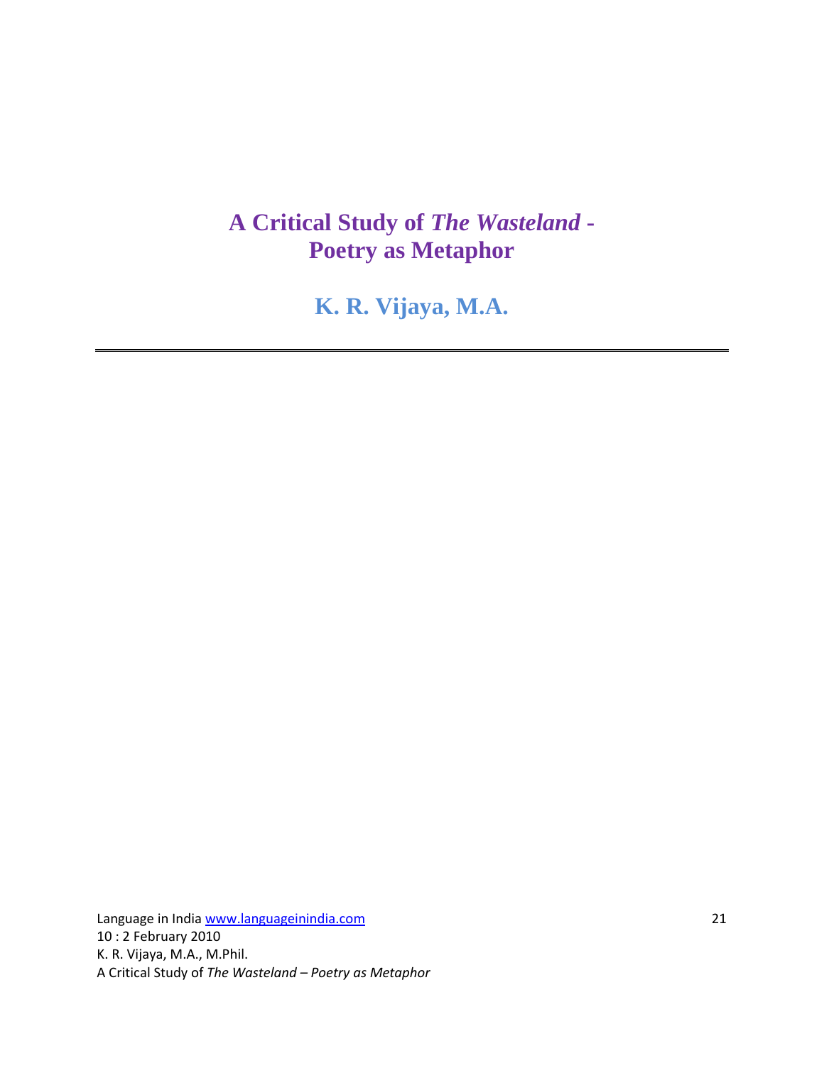# A Critical Study of *The Wasteland* - Poetry as Metaphor

## K. R. Vijaya, M.A.

---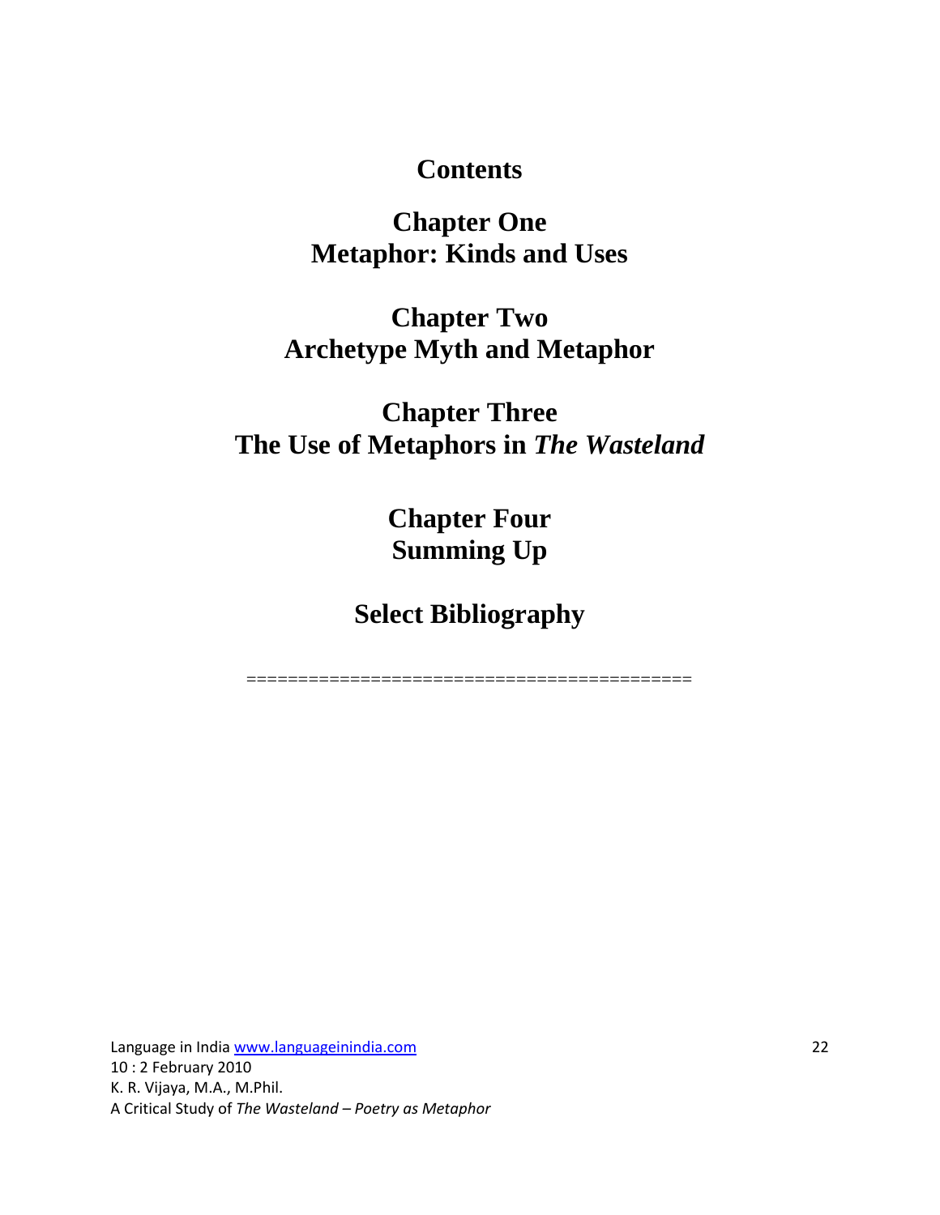# Contents

## Chapter One
## Metaphor: Kinds and Uses

## Chapter Two
## Archetype Myth and Metaphor

## Chapter Three
## The Use of Metaphors in *The Wasteland*

## Chapter Four
## Summing Up

## Select Bibliography

==========================================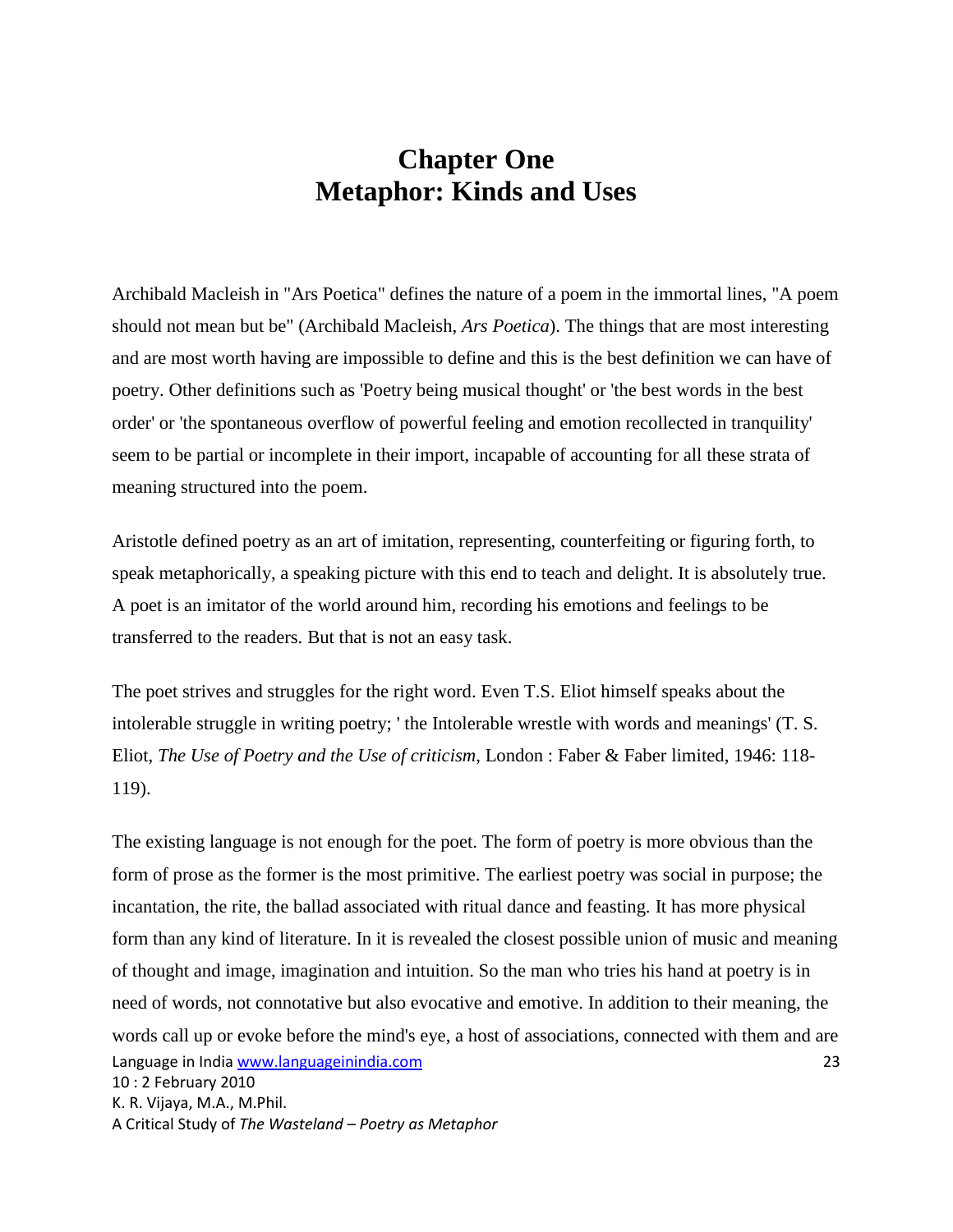# Chapter One
# Metaphor: Kinds and Uses

Archibald Macleish in "Ars Poetica" defines the nature of a poem in the immortal lines, "A poem should not mean but be" (Archibald Macleish, *Ars Poetica*). The things that are most interesting and are most worth having are impossible to define and this is the best definition we can have of poetry. Other definitions such as 'Poetry being musical thought' or 'the best words in the best order' or 'the spontaneous overflow of powerful feeling and emotion recollected in tranquility' seem to be partial or incomplete in their import, incapable of accounting for all these strata of meaning structured into the poem.

Aristotle defined poetry as an art of imitation, representing, counterfeiting or figuring forth, to speak metaphorically, a speaking picture with this end to teach and delight. It is absolutely true. A poet is an imitator of the world around him, recording his emotions and feelings to be transferred to the readers. But that is not an easy task.

The poet strives and struggles for the right word. Even T.S. Eliot himself speaks about the intolerable struggle in writing poetry; ' the Intolerable wrestle with words and meanings' (T. S. Eliot, *The Use of Poetry and the Use of criticism*, London : Faber & Faber limited, 1946: 118-119).

The existing language is not enough for the poet. The form of poetry is more obvious than the form of prose as the former is the most primitive. The earliest poetry was social in purpose; the incantation, the rite, the ballad associated with ritual dance and feasting. It has more physical form than any kind of literature. In it is revealed the closest possible union of music and meaning of thought and image, imagination and intuition. So the man who tries his hand at poetry is in need of words, not connotative but also evocative and emotive. In addition to their meaning, the words call up or evoke before the mind's eye, a host of associations, connected with them and are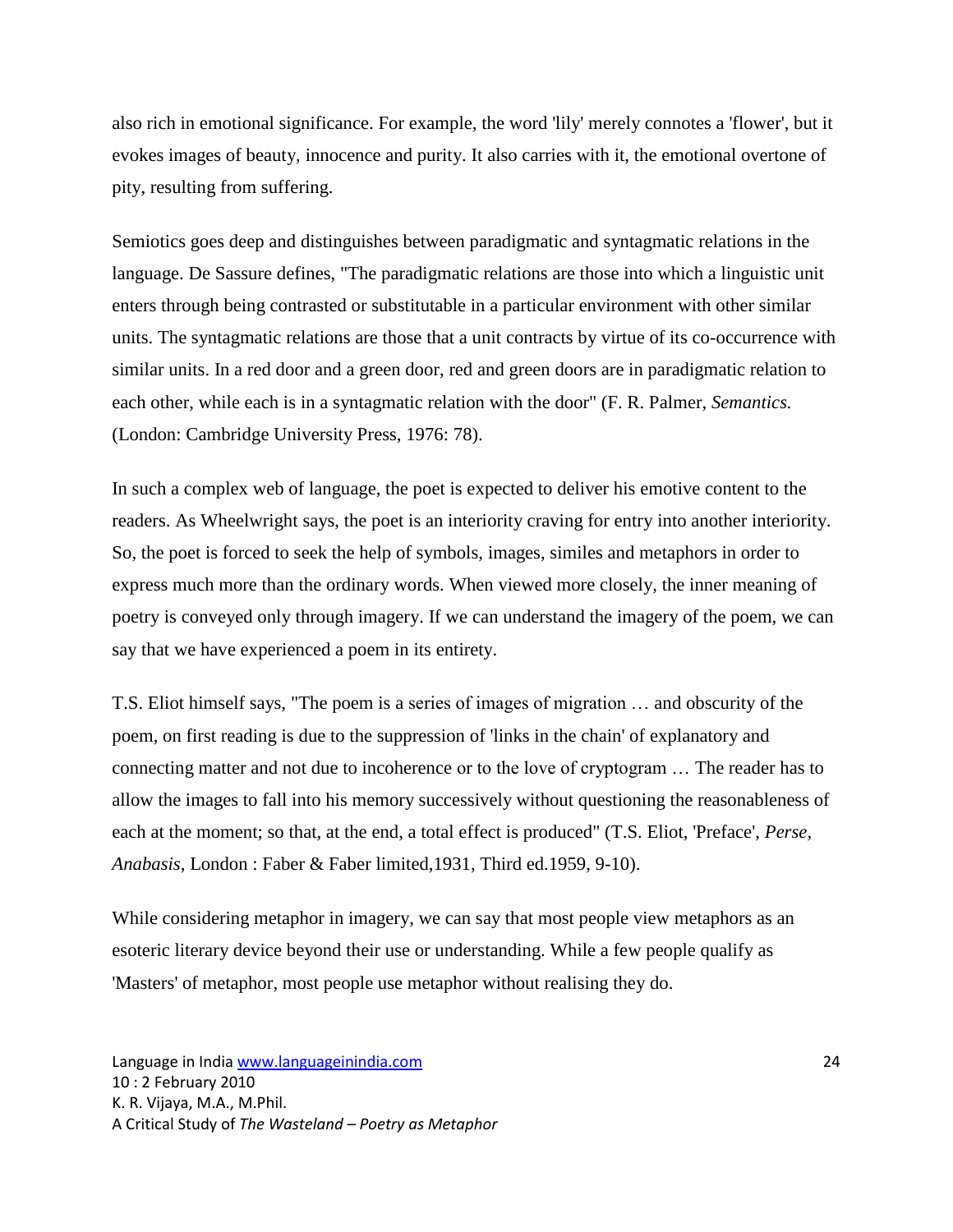also rich in emotional significance. For example, the word 'lily' merely connotes a 'flower', but it evokes images of beauty, innocence and purity. It also carries with it, the emotional overtone of pity, resulting from suffering.

Semiotics goes deep and distinguishes between paradigmatic and syntagmatic relations in the language. De Sassure defines, "The paradigmatic relations are those into which a linguistic unit enters through being contrasted or substitutable in a particular environment with other similar units. The syntagmatic relations are those that a unit contracts by virtue of its co-occurrence with similar units. In a red door and a green door, red and green doors are in paradigmatic relation to each other, while each is in a syntagmatic relation with the door" (F. R. Palmer, *Semantics.* (London: Cambridge University Press, 1976: 78).

In such a complex web of language, the poet is expected to deliver his emotive content to the readers. As Wheelwright says, the poet is an interiority craving for entry into another interiority. So, the poet is forced to seek the help of symbols, images, similes and metaphors in order to express much more than the ordinary words. When viewed more closely, the inner meaning of poetry is conveyed only through imagery. If we can understand the imagery of the poem, we can say that we have experienced a poem in its entirety.

T.S. Eliot himself says, "The poem is a series of images of migration … and obscurity of the poem, on first reading is due to the suppression of 'links in the chain' of explanatory and connecting matter and not due to incoherence or to the love of cryptogram … The reader has to allow the images to fall into his memory successively without questioning the reasonableness of each at the moment; so that, at the end, a total effect is produced" (T.S. Eliot, 'Preface', *Perse, Anabasis*, London : Faber & Faber limited,1931, Third ed.1959, 9-10).

While considering metaphor in imagery, we can say that most people view metaphors as an esoteric literary device beyond their use or understanding. While a few people qualify as 'Masters' of metaphor, most people use metaphor without realising they do.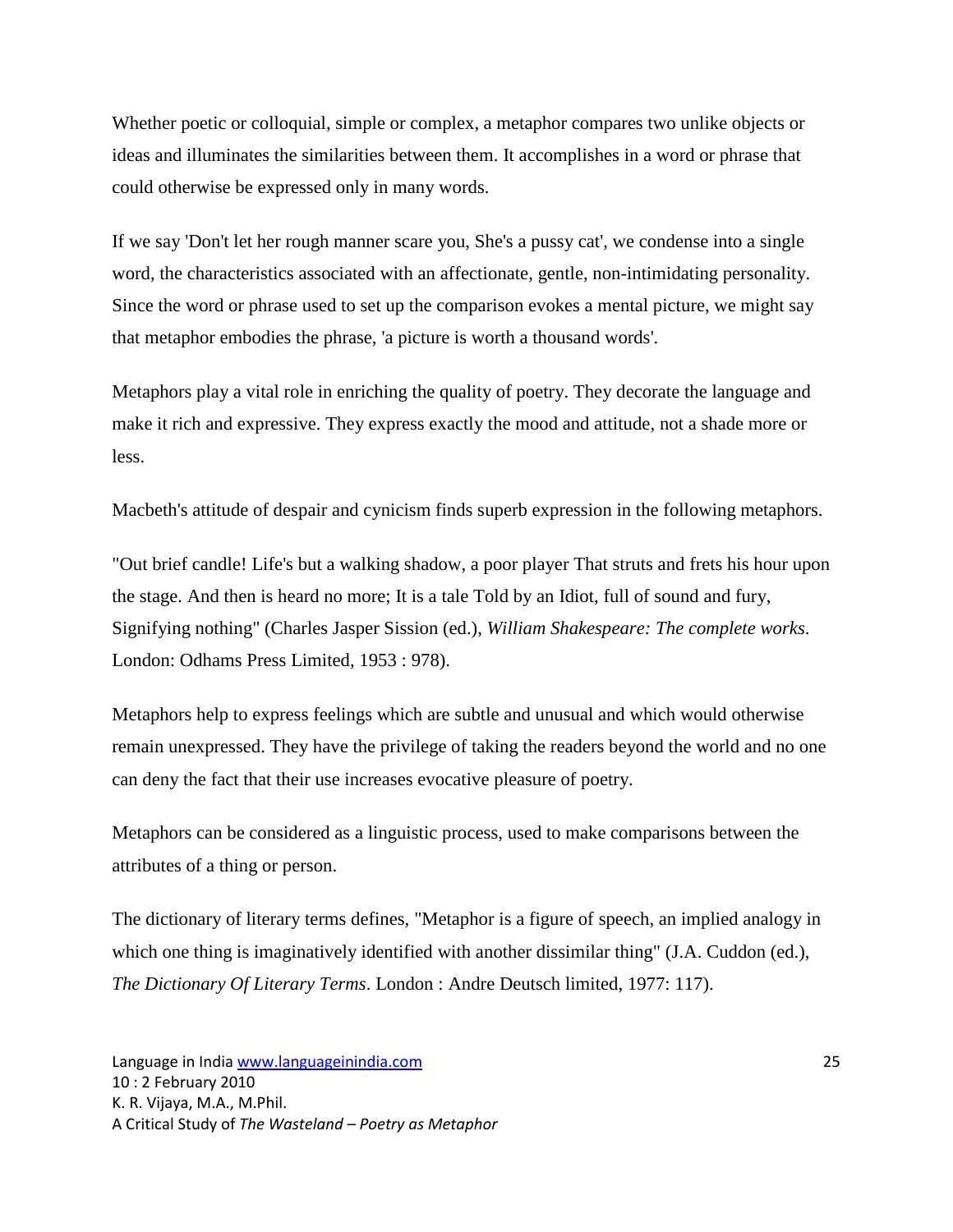Whether poetic or colloquial, simple or complex, a metaphor compares two unlike objects or ideas and illuminates the similarities between them. It accomplishes in a word or phrase that could otherwise be expressed only in many words.

If we say 'Don't let her rough manner scare you, She's a pussy cat', we condense into a single word, the characteristics associated with an affectionate, gentle, non-intimidating personality. Since the word or phrase used to set up the comparison evokes a mental picture, we might say that metaphor embodies the phrase, 'a picture is worth a thousand words'.

Metaphors play a vital role in enriching the quality of poetry. They decorate the language and make it rich and expressive. They express exactly the mood and attitude, not a shade more or less.

Macbeth's attitude of despair and cynicism finds superb expression in the following metaphors.

"Out brief candle! Life's but a walking shadow, a poor player That struts and frets his hour upon the stage. And then is heard no more; It is a tale Told by an Idiot, full of sound and fury, Signifying nothing" (Charles Jasper Sission (ed.), *William Shakespeare: The complete works*. London: Odhams Press Limited, 1953 : 978).

Metaphors help to express feelings which are subtle and unusual and which would otherwise remain unexpressed. They have the privilege of taking the readers beyond the world and no one can deny the fact that their use increases evocative pleasure of poetry.

Metaphors can be considered as a linguistic process, used to make comparisons between the attributes of a thing or person.

The dictionary of literary terms defines, "Metaphor is a figure of speech, an implied analogy in which one thing is imaginatively identified with another dissimilar thing" (J.A. Cuddon (ed.), *The Dictionary Of Literary Terms*. London : Andre Deutsch limited, 1977: 117).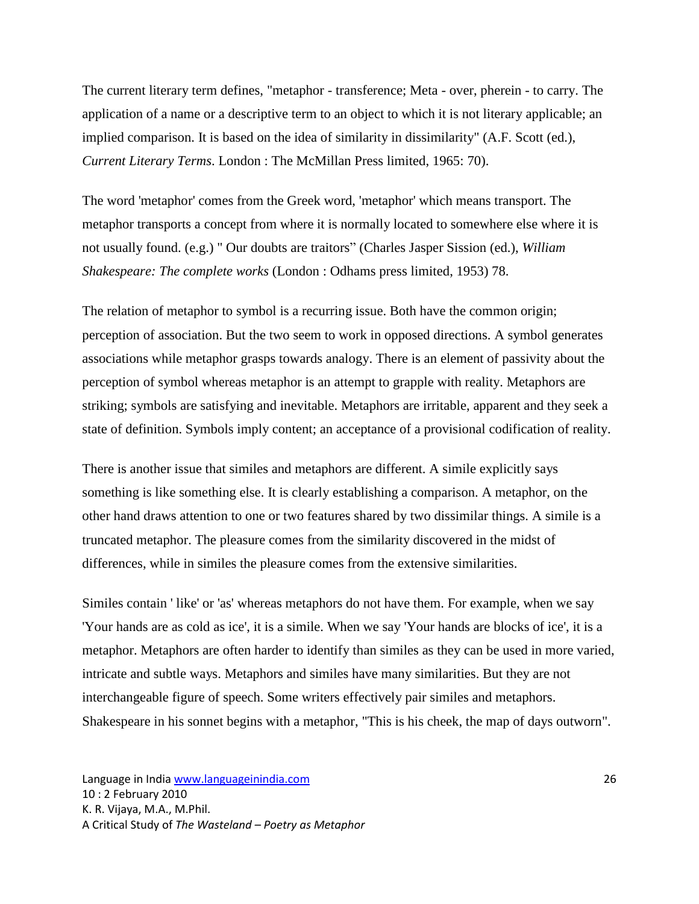The current literary term defines, "metaphor - transference; Meta - over, pherein - to carry. The application of a name or a descriptive term to an object to which it is not literary applicable; an implied comparison. It is based on the idea of similarity in dissimilarity" (A.F. Scott (ed.), *Current Literary Terms*. London : The McMillan Press limited, 1965: 70).

The word 'metaphor' comes from the Greek word, 'metaphor' which means transport. The metaphor transports a concept from where it is normally located to somewhere else where it is not usually found. (e.g.) " Our doubts are traitors" (Charles Jasper Sission (ed.), *William Shakespeare: The complete works* (London : Odhams press limited, 1953) 78.

The relation of metaphor to symbol is a recurring issue. Both have the common origin; perception of association. But the two seem to work in opposed directions. A symbol generates associations while metaphor grasps towards analogy. There is an element of passivity about the perception of symbol whereas metaphor is an attempt to grapple with reality. Metaphors are striking; symbols are satisfying and inevitable. Metaphors are irritable, apparent and they seek a state of definition. Symbols imply content; an acceptance of a provisional codification of reality.

There is another issue that similes and metaphors are different. A simile explicitly says something is like something else. It is clearly establishing a comparison. A metaphor, on the other hand draws attention to one or two features shared by two dissimilar things. A simile is a truncated metaphor. The pleasure comes from the similarity discovered in the midst of differences, while in similes the pleasure comes from the extensive similarities.

Similes contain ' like' or 'as' whereas metaphors do not have them. For example, when we say 'Your hands are as cold as ice', it is a simile. When we say 'Your hands are blocks of ice', it is a metaphor. Metaphors are often harder to identify than similes as they can be used in more varied, intricate and subtle ways. Metaphors and similes have many similarities. But they are not interchangeable figure of speech. Some writers effectively pair similes and metaphors. Shakespeare in his sonnet begins with a metaphor, "This is his cheek, the map of days outworn".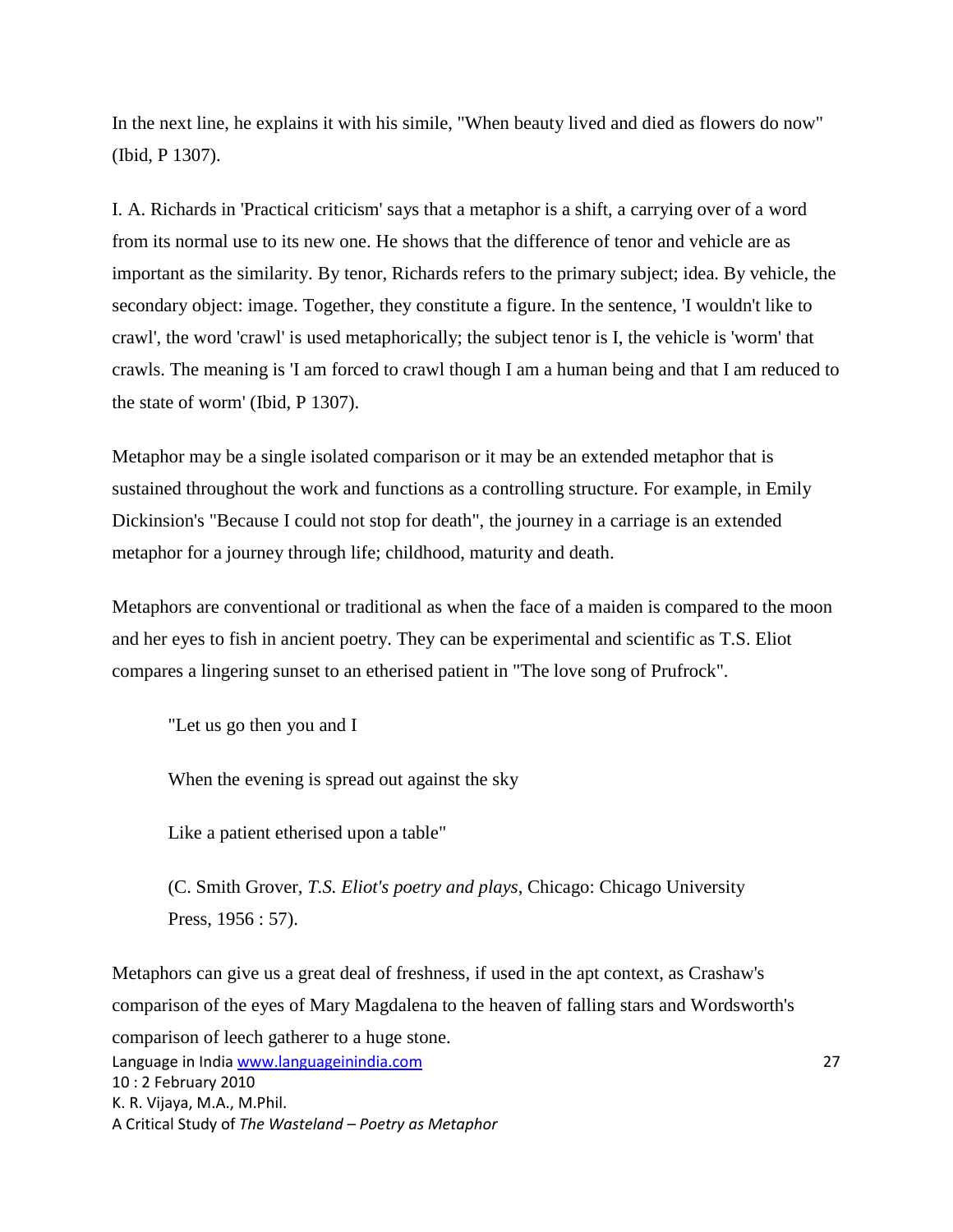In the next line, he explains it with his simile, "When beauty lived and died as flowers do now" (Ibid, P 1307).

I. A. Richards in 'Practical criticism' says that a metaphor is a shift, a carrying over of a word from its normal use to its new one. He shows that the difference of tenor and vehicle are as important as the similarity. By tenor, Richards refers to the primary subject; idea. By vehicle, the secondary object: image. Together, they constitute a figure. In the sentence, 'I wouldn't like to crawl', the word 'crawl' is used metaphorically; the subject tenor is I, the vehicle is 'worm' that crawls. The meaning is 'I am forced to crawl though I am a human being and that I am reduced to the state of worm' (Ibid, P 1307).

Metaphor may be a single isolated comparison or it may be an extended metaphor that is sustained throughout the work and functions as a controlling structure. For example, in Emily Dickinsion's "Because I could not stop for death", the journey in a carriage is an extended metaphor for a journey through life; childhood, maturity and death.

Metaphors are conventional or traditional as when the face of a maiden is compared to the moon and her eyes to fish in ancient poetry. They can be experimental and scientific as T.S. Eliot compares a lingering sunset to an etherised patient in "The love song of Prufrock".

> "Let us go then you and I
>
> When the evening is spread out against the sky
>
> Like a patient etherised upon a table"
>
> (C. Smith Grover, *T.S. Eliot's poetry and plays*, Chicago: Chicago University Press, 1956 : 57).

Metaphors can give us a great deal of freshness, if used in the apt context, as Crashaw's comparison of the eyes of Mary Magdalena to the heaven of falling stars and Wordsworth's comparison of leech gatherer to a huge stone.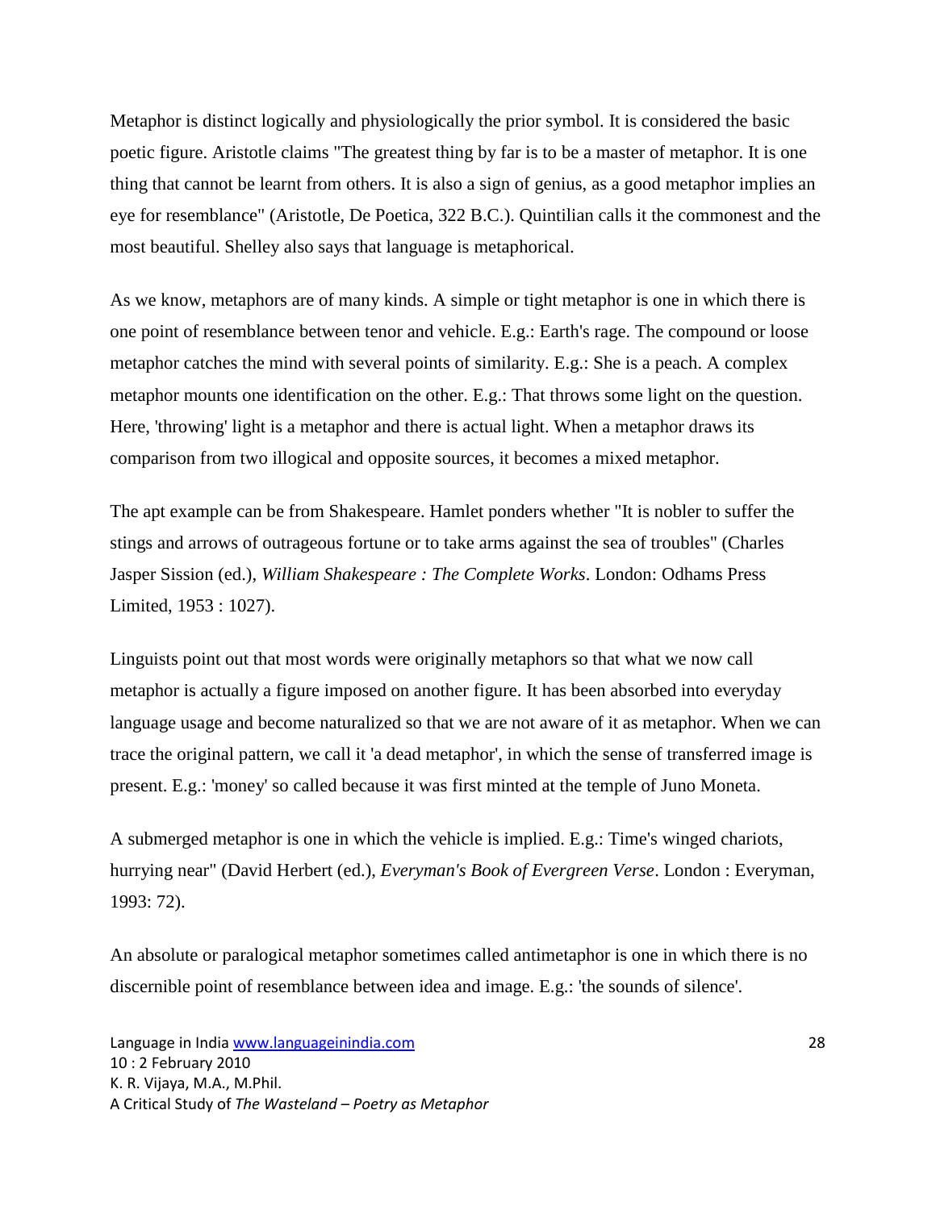Metaphor is distinct logically and physiologically the prior symbol. It is considered the basic poetic figure. Aristotle claims "The greatest thing by far is to be a master of metaphor. It is one thing that cannot be learnt from others. It is also a sign of genius, as a good metaphor implies an eye for resemblance" (Aristotle, De Poetica, 322 B.C.). Quintilian calls it the commonest and the most beautiful. Shelley also says that language is metaphorical.

As we know, metaphors are of many kinds. A simple or tight metaphor is one in which there is one point of resemblance between tenor and vehicle. E.g.: Earth's rage. The compound or loose metaphor catches the mind with several points of similarity. E.g.: She is a peach. A complex metaphor mounts one identification on the other. E.g.: That throws some light on the question. Here, 'throwing' light is a metaphor and there is actual light. When a metaphor draws its comparison from two illogical and opposite sources, it becomes a mixed metaphor.

The apt example can be from Shakespeare. Hamlet ponders whether "It is nobler to suffer the stings and arrows of outrageous fortune or to take arms against the sea of troubles" (Charles Jasper Sission (ed.), *William Shakespeare : The Complete Works*. London: Odhams Press Limited, 1953 : 1027).

Linguists point out that most words were originally metaphors so that what we now call metaphor is actually a figure imposed on another figure. It has been absorbed into everyday language usage and become naturalized so that we are not aware of it as metaphor. When we can trace the original pattern, we call it 'a dead metaphor', in which the sense of transferred image is present. E.g.: 'money' so called because it was first minted at the temple of Juno Moneta.

A submerged metaphor is one in which the vehicle is implied. E.g.: Time's winged chariots, hurrying near" (David Herbert (ed.), *Everyman's Book of Evergreen Verse*. London : Everyman, 1993: 72).

An absolute or paralogical metaphor sometimes called antimetaphor is one in which there is no discernible point of resemblance between idea and image. E.g.: 'the sounds of silence'.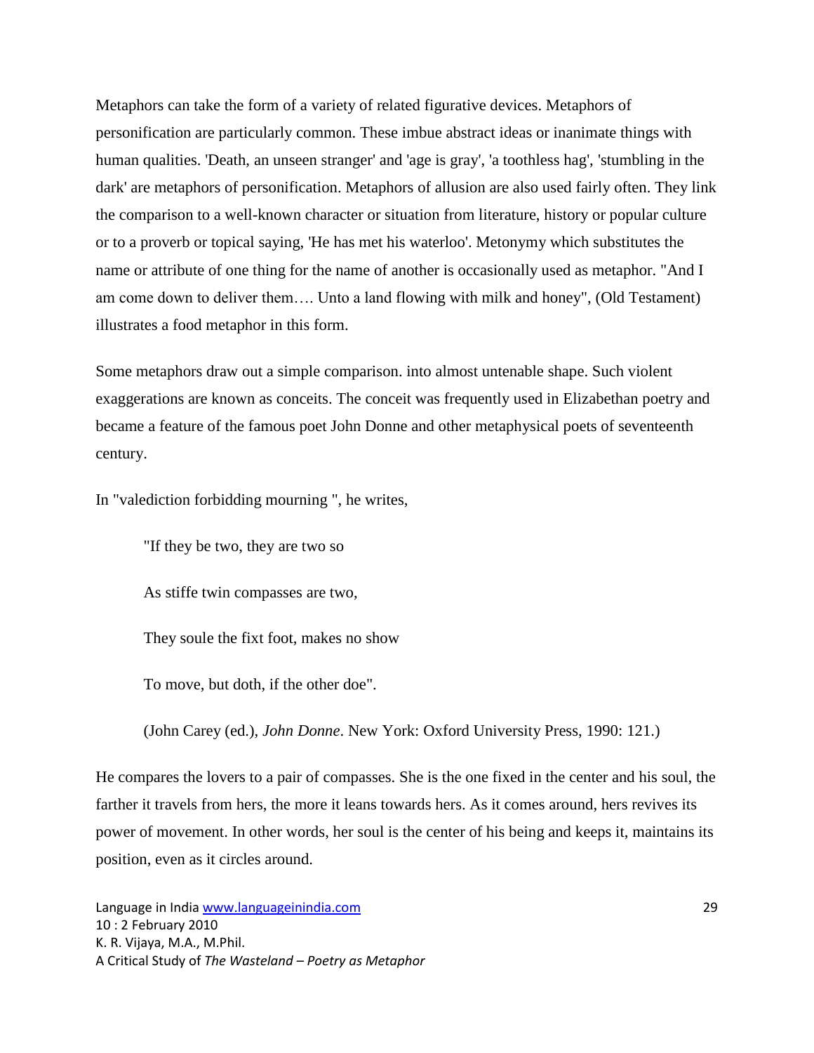Metaphors can take the form of a variety of related figurative devices. Metaphors of personification are particularly common. These imbue abstract ideas or inanimate things with human qualities. 'Death, an unseen stranger' and 'age is gray', 'a toothless hag', 'stumbling in the dark' are metaphors of personification. Metaphors of allusion are also used fairly often. They link the comparison to a well-known character or situation from literature, history or popular culture or to a proverb or topical saying, 'He has met his waterloo'. Metonymy which substitutes the name or attribute of one thing for the name of another is occasionally used as metaphor. "And I am come down to deliver them…. Unto a land flowing with milk and honey", (Old Testament) illustrates a food metaphor in this form.

Some metaphors draw out a simple comparison. into almost untenable shape. Such violent exaggerations are known as conceits. The conceit was frequently used in Elizabethan poetry and became a feature of the famous poet John Donne and other metaphysical poets of seventeenth century.

In "valediction forbidding mourning ", he writes,

> "If they be two, they are two so
>
> As stiffe twin compasses are two,
>
> They soule the fixt foot, makes no show
>
> To move, but doth, if the other doe".
>
> (John Carey (ed.), *John Donne*. New York: Oxford University Press, 1990: 121.)

He compares the lovers to a pair of compasses. She is the one fixed in the center and his soul, the farther it travels from hers, the more it leans towards hers. As it comes around, hers revives its power of movement. In other words, her soul is the center of his being and keeps it, maintains its position, even as it circles around.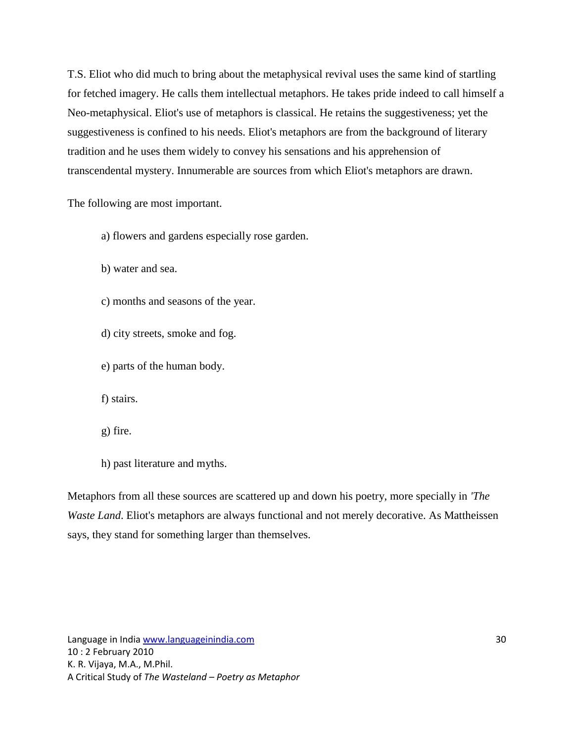T.S. Eliot who did much to bring about the metaphysical revival uses the same kind of startling for fetched imagery. He calls them intellectual metaphors. He takes pride indeed to call himself a Neo-metaphysical. Eliot's use of metaphors is classical. He retains the suggestiveness; yet the suggestiveness is confined to his needs. Eliot's metaphors are from the background of literary tradition and he uses them widely to convey his sensations and his apprehension of transcendental mystery. Innumerable are sources from which Eliot's metaphors are drawn.

The following are most important.

a) flowers and gardens especially rose garden.

b) water and sea.

c) months and seasons of the year.

d) city streets, smoke and fog.

e) parts of the human body.

f) stairs.

g) fire.

h) past literature and myths.

Metaphors from all these sources are scattered up and down his poetry, more specially in *'The Waste Land*. Eliot's metaphors are always functional and not merely decorative. As Mattheissen says, they stand for something larger than themselves.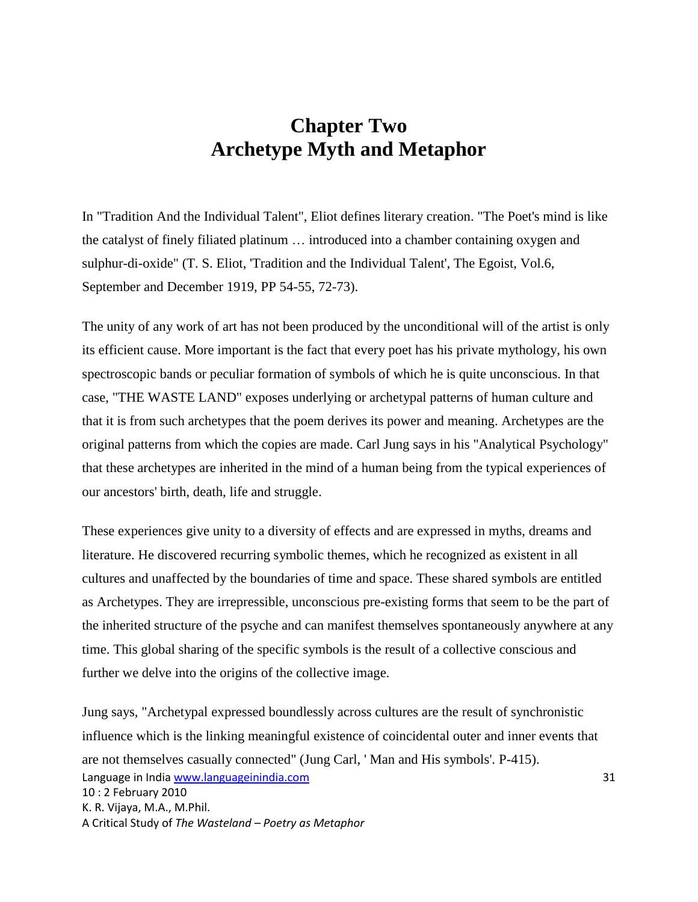# Chapter Two
# Archetype Myth and Metaphor

In "Tradition And the Individual Talent", Eliot defines literary creation. "The Poet's mind is like the catalyst of finely filiated platinum … introduced into a chamber containing oxygen and sulphur-di-oxide" (T. S. Eliot, 'Tradition and the Individual Talent', The Egoist, Vol.6, September and December 1919, PP 54-55, 72-73).

The unity of any work of art has not been produced by the unconditional will of the artist is only its efficient cause. More important is the fact that every poet has his private mythology, his own spectroscopic bands or peculiar formation of symbols of which he is quite unconscious. In that case, "THE WASTE LAND" exposes underlying or archetypal patterns of human culture and that it is from such archetypes that the poem derives its power and meaning. Archetypes are the original patterns from which the copies are made. Carl Jung says in his "Analytical Psychology" that these archetypes are inherited in the mind of a human being from the typical experiences of our ancestors' birth, death, life and struggle.

These experiences give unity to a diversity of effects and are expressed in myths, dreams and literature. He discovered recurring symbolic themes, which he recognized as existent in all cultures and unaffected by the boundaries of time and space. These shared symbols are entitled as Archetypes. They are irrepressible, unconscious pre-existing forms that seem to be the part of the inherited structure of the psyche and can manifest themselves spontaneously anywhere at any time. This global sharing of the specific symbols is the result of a collective conscious and further we delve into the origins of the collective image.

Jung says, "Archetypal expressed boundlessly across cultures are the result of synchronistic influence which is the linking meaningful existence of coincidental outer and inner events that are not themselves casually connected" (Jung Carl, ' Man and His symbols'. P-415).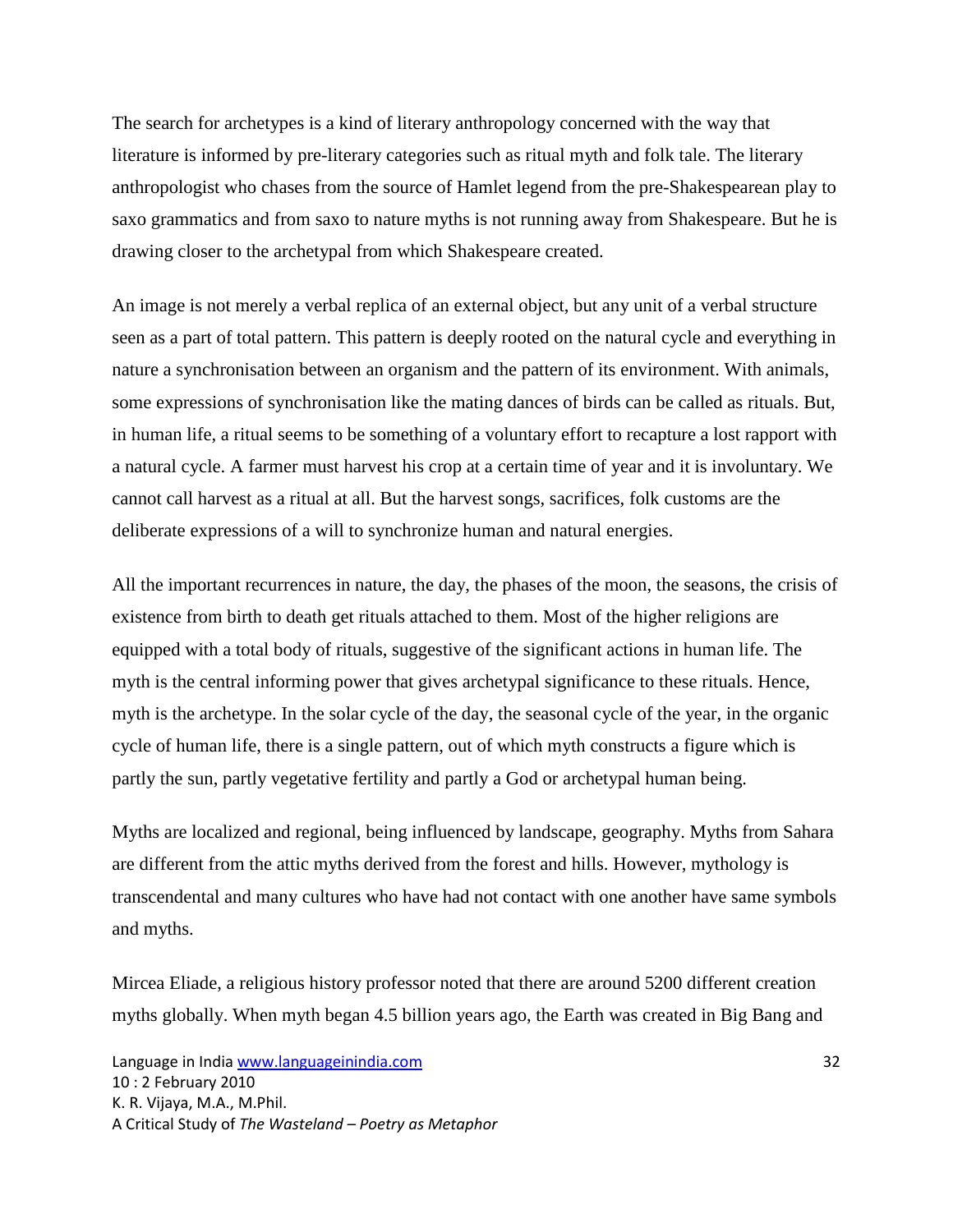The search for archetypes is a kind of literary anthropology concerned with the way that literature is informed by pre-literary categories such as ritual myth and folk tale. The literary anthropologist who chases from the source of Hamlet legend from the pre-Shakespearean play to saxo grammatics and from saxo to nature myths is not running away from Shakespeare. But he is drawing closer to the archetypal from which Shakespeare created.

An image is not merely a verbal replica of an external object, but any unit of a verbal structure seen as a part of total pattern. This pattern is deeply rooted on the natural cycle and everything in nature a synchronisation between an organism and the pattern of its environment. With animals, some expressions of synchronisation like the mating dances of birds can be called as rituals. But, in human life, a ritual seems to be something of a voluntary effort to recapture a lost rapport with a natural cycle. A farmer must harvest his crop at a certain time of year and it is involuntary. We cannot call harvest as a ritual at all. But the harvest songs, sacrifices, folk customs are the deliberate expressions of a will to synchronize human and natural energies.

All the important recurrences in nature, the day, the phases of the moon, the seasons, the crisis of existence from birth to death get rituals attached to them. Most of the higher religions are equipped with a total body of rituals, suggestive of the significant actions in human life. The myth is the central informing power that gives archetypal significance to these rituals. Hence, myth is the archetype. In the solar cycle of the day, the seasonal cycle of the year, in the organic cycle of human life, there is a single pattern, out of which myth constructs a figure which is partly the sun, partly vegetative fertility and partly a God or archetypal human being.

Myths are localized and regional, being influenced by landscape, geography. Myths from Sahara are different from the attic myths derived from the forest and hills. However, mythology is transcendental and many cultures who have had not contact with one another have same symbols and myths.

Mircea Eliade, a religious history professor noted that there are around 5200 different creation myths globally. When myth began 4.5 billion years ago, the Earth was created in Big Bang and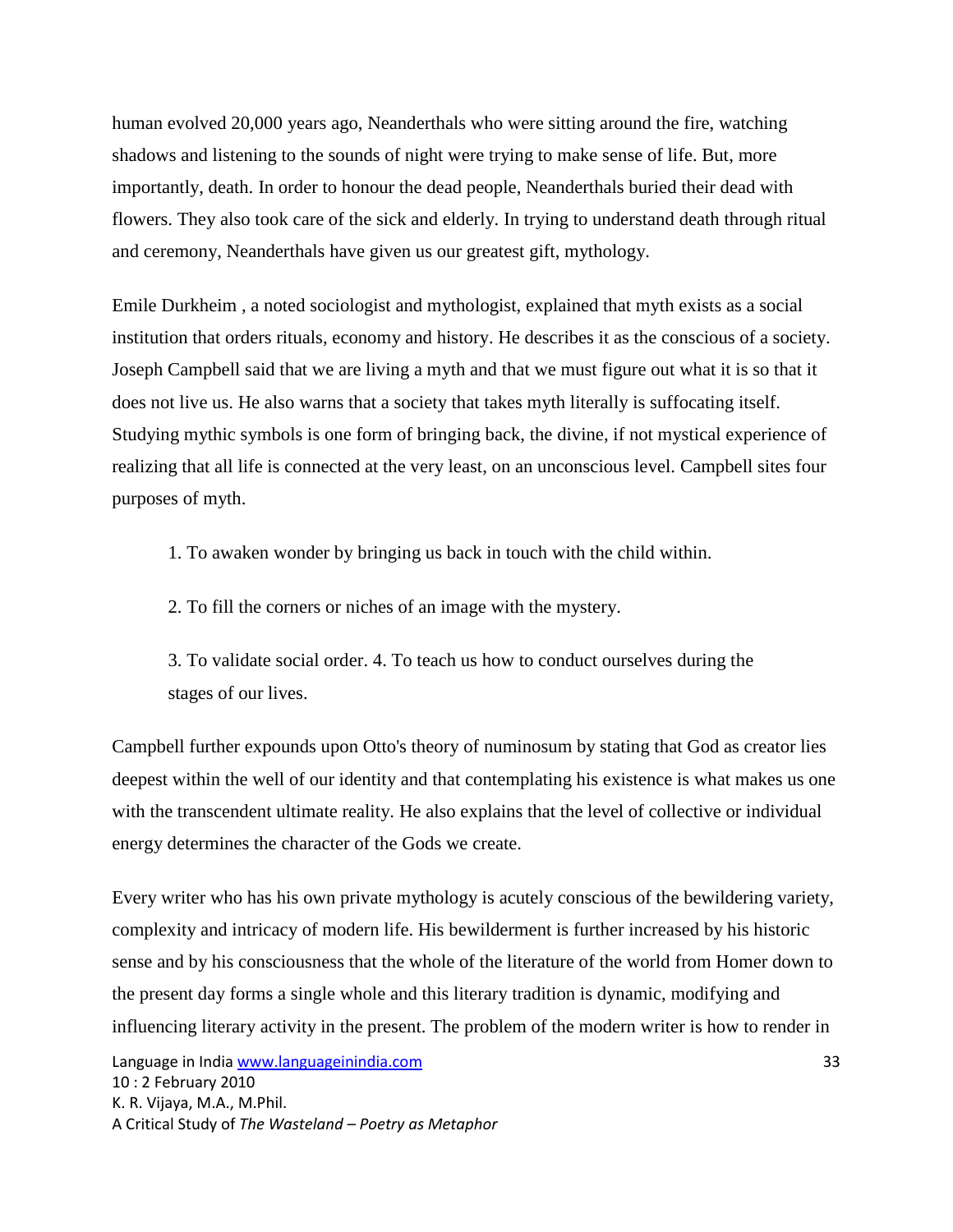human evolved 20,000 years ago, Neanderthals who were sitting around the fire, watching shadows and listening to the sounds of night were trying to make sense of life. But, more importantly, death. In order to honour the dead people, Neanderthals buried their dead with flowers. They also took care of the sick and elderly. In trying to understand death through ritual and ceremony, Neanderthals have given us our greatest gift, mythology.

Emile Durkheim , a noted sociologist and mythologist, explained that myth exists as a social institution that orders rituals, economy and history. He describes it as the conscious of a society. Joseph Campbell said that we are living a myth and that we must figure out what it is so that it does not live us. He also warns that a society that takes myth literally is suffocating itself. Studying mythic symbols is one form of bringing back, the divine, if not mystical experience of realizing that all life is connected at the very least, on an unconscious level. Campbell sites four purposes of myth.

1. To awaken wonder by bringing us back in touch with the child within.

2. To fill the corners or niches of an image with the mystery.

3. To validate social order. 4. To teach us how to conduct ourselves during the stages of our lives.

Campbell further expounds upon Otto's theory of numinosum by stating that God as creator lies deepest within the well of our identity and that contemplating his existence is what makes us one with the transcendent ultimate reality. He also explains that the level of collective or individual energy determines the character of the Gods we create.

Every writer who has his own private mythology is acutely conscious of the bewildering variety, complexity and intricacy of modern life. His bewilderment is further increased by his historic sense and by his consciousness that the whole of the literature of the world from Homer down to the present day forms a single whole and this literary tradition is dynamic, modifying and influencing literary activity in the present. The problem of the modern writer is how to render in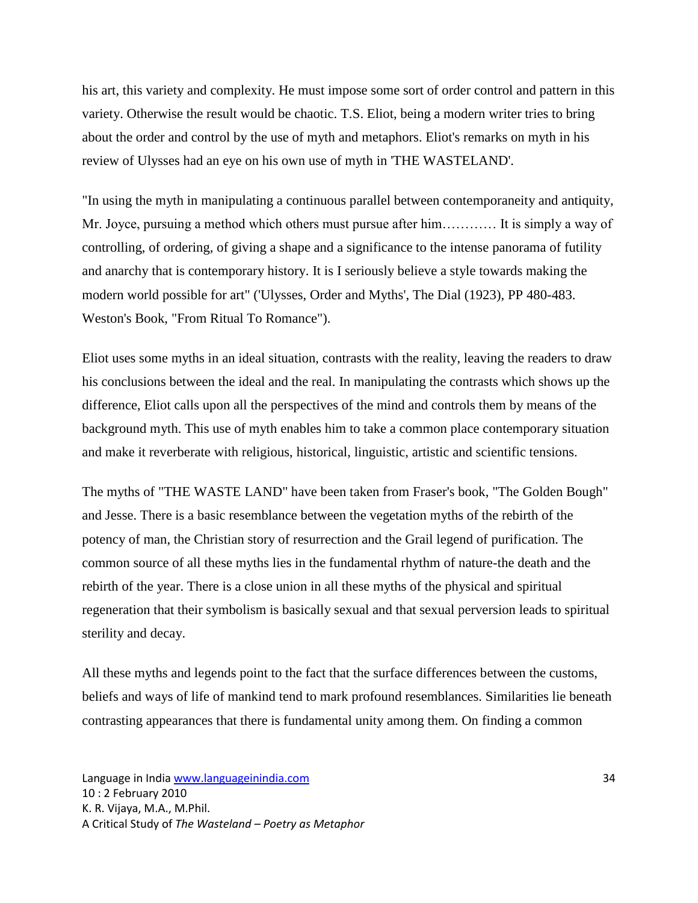his art, this variety and complexity. He must impose some sort of order control and pattern in this variety. Otherwise the result would be chaotic. T.S. Eliot, being a modern writer tries to bring about the order and control by the use of myth and metaphors. Eliot's remarks on myth in his review of Ulysses had an eye on his own use of myth in 'THE WASTELAND'.

"In using the myth in manipulating a continuous parallel between contemporaneity and antiquity, Mr. Joyce, pursuing a method which others must pursue after him………… It is simply a way of controlling, of ordering, of giving a shape and a significance to the intense panorama of futility and anarchy that is contemporary history. It is I seriously believe a style towards making the modern world possible for art" ('Ulysses, Order and Myths', The Dial (1923), PP 480-483. Weston's Book, "From Ritual To Romance").

Eliot uses some myths in an ideal situation, contrasts with the reality, leaving the readers to draw his conclusions between the ideal and the real. In manipulating the contrasts which shows up the difference, Eliot calls upon all the perspectives of the mind and controls them by means of the background myth. This use of myth enables him to take a common place contemporary situation and make it reverberate with religious, historical, linguistic, artistic and scientific tensions.

The myths of "THE WASTE LAND" have been taken from Fraser's book, "The Golden Bough" and Jesse. There is a basic resemblance between the vegetation myths of the rebirth of the potency of man, the Christian story of resurrection and the Grail legend of purification. The common source of all these myths lies in the fundamental rhythm of nature-the death and the rebirth of the year. There is a close union in all these myths of the physical and spiritual regeneration that their symbolism is basically sexual and that sexual perversion leads to spiritual sterility and decay.

All these myths and legends point to the fact that the surface differences between the customs, beliefs and ways of life of mankind tend to mark profound resemblances. Similarities lie beneath contrasting appearances that there is fundamental unity among them. On finding a common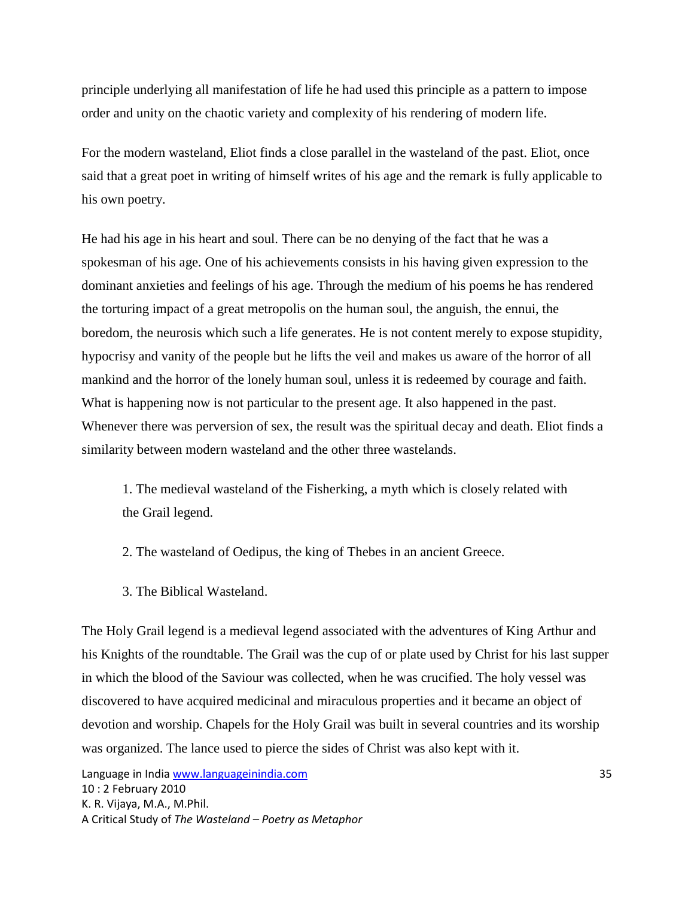principle underlying all manifestation of life he had used this principle as a pattern to impose order and unity on the chaotic variety and complexity of his rendering of modern life.

For the modern wasteland, Eliot finds a close parallel in the wasteland of the past. Eliot, once said that a great poet in writing of himself writes of his age and the remark is fully applicable to his own poetry.

He had his age in his heart and soul. There can be no denying of the fact that he was a spokesman of his age. One of his achievements consists in his having given expression to the dominant anxieties and feelings of his age. Through the medium of his poems he has rendered the torturing impact of a great metropolis on the human soul, the anguish, the ennui, the boredom, the neurosis which such a life generates. He is not content merely to expose stupidity, hypocrisy and vanity of the people but he lifts the veil and makes us aware of the horror of all mankind and the horror of the lonely human soul, unless it is redeemed by courage and faith. What is happening now is not particular to the present age. It also happened in the past. Whenever there was perversion of sex, the result was the spiritual decay and death. Eliot finds a similarity between modern wasteland and the other three wastelands.

1. The medieval wasteland of the Fisherking, a myth which is closely related with the Grail legend.

2. The wasteland of Oedipus, the king of Thebes in an ancient Greece.

3. The Biblical Wasteland.

The Holy Grail legend is a medieval legend associated with the adventures of King Arthur and his Knights of the roundtable. The Grail was the cup of or plate used by Christ for his last supper in which the blood of the Saviour was collected, when he was crucified. The holy vessel was discovered to have acquired medicinal and miraculous properties and it became an object of devotion and worship. Chapels for the Holy Grail was built in several countries and its worship was organized. The lance used to pierce the sides of Christ was also kept with it.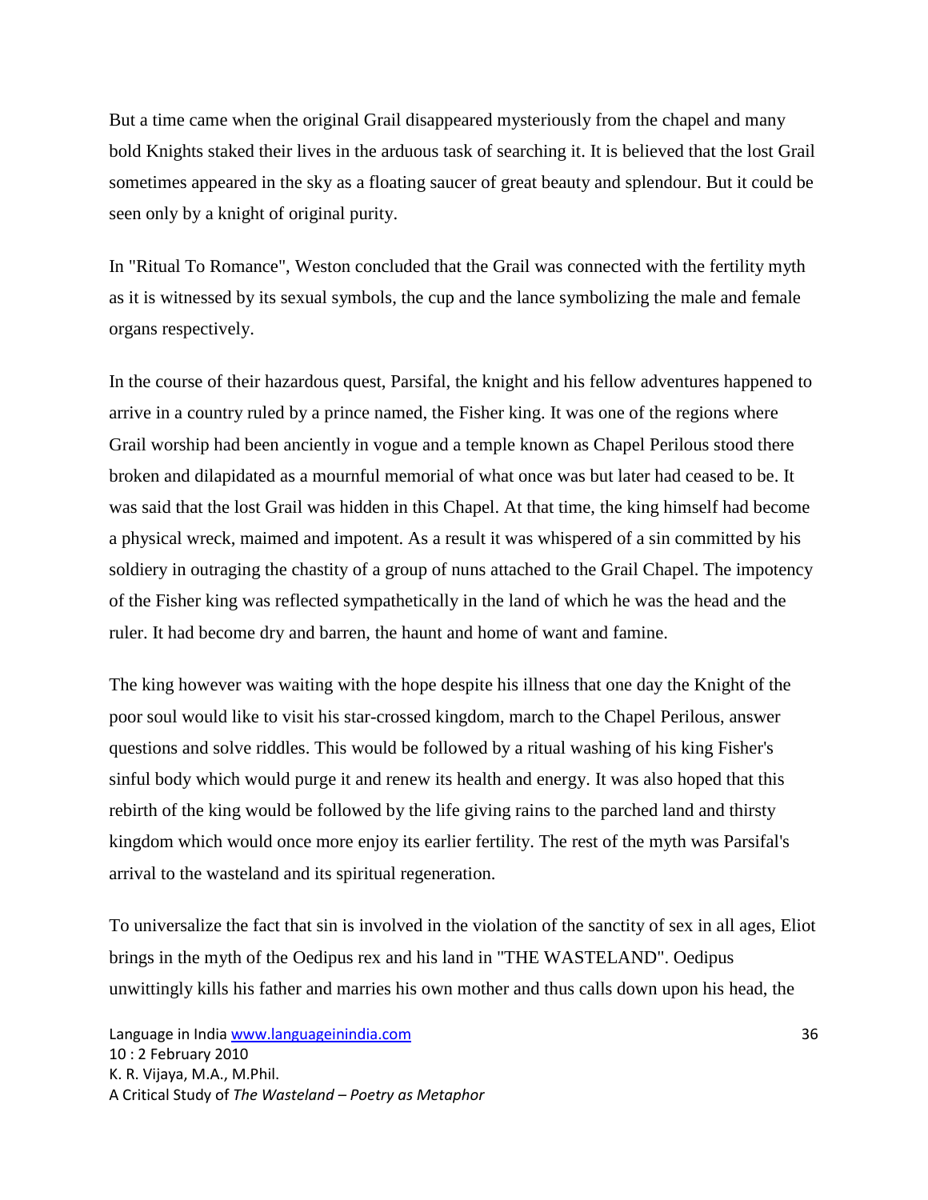But a time came when the original Grail disappeared mysteriously from the chapel and many bold Knights staked their lives in the arduous task of searching it. It is believed that the lost Grail sometimes appeared in the sky as a floating saucer of great beauty and splendour. But it could be seen only by a knight of original purity.

In "Ritual To Romance", Weston concluded that the Grail was connected with the fertility myth as it is witnessed by its sexual symbols, the cup and the lance symbolizing the male and female organs respectively.

In the course of their hazardous quest, Parsifal, the knight and his fellow adventures happened to arrive in a country ruled by a prince named, the Fisher king. It was one of the regions where Grail worship had been anciently in vogue and a temple known as Chapel Perilous stood there broken and dilapidated as a mournful memorial of what once was but later had ceased to be. It was said that the lost Grail was hidden in this Chapel. At that time, the king himself had become a physical wreck, maimed and impotent. As a result it was whispered of a sin committed by his soldiery in outraging the chastity of a group of nuns attached to the Grail Chapel. The impotency of the Fisher king was reflected sympathetically in the land of which he was the head and the ruler. It had become dry and barren, the haunt and home of want and famine.

The king however was waiting with the hope despite his illness that one day the Knight of the poor soul would like to visit his star-crossed kingdom, march to the Chapel Perilous, answer questions and solve riddles. This would be followed by a ritual washing of his king Fisher's sinful body which would purge it and renew its health and energy. It was also hoped that this rebirth of the king would be followed by the life giving rains to the parched land and thirsty kingdom which would once more enjoy its earlier fertility. The rest of the myth was Parsifal's arrival to the wasteland and its spiritual regeneration.

To universalize the fact that sin is involved in the violation of the sanctity of sex in all ages, Eliot brings in the myth of the Oedipus rex and his land in "THE WASTELAND". Oedipus unwittingly kills his father and marries his own mother and thus calls down upon his head, the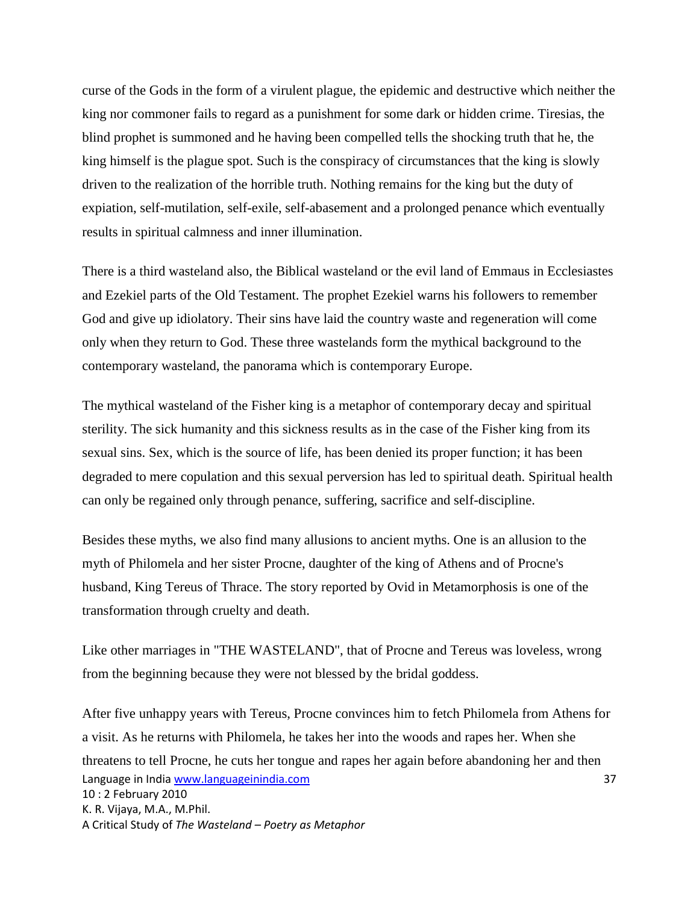curse of the Gods in the form of a virulent plague, the epidemic and destructive which neither the king nor commoner fails to regard as a punishment for some dark or hidden crime. Tiresias, the blind prophet is summoned and he having been compelled tells the shocking truth that he, the king himself is the plague spot. Such is the conspiracy of circumstances that the king is slowly driven to the realization of the horrible truth. Nothing remains for the king but the duty of expiation, self-mutilation, self-exile, self-abasement and a prolonged penance which eventually results in spiritual calmness and inner illumination.

There is a third wasteland also, the Biblical wasteland or the evil land of Emmaus in Ecclesiastes and Ezekiel parts of the Old Testament. The prophet Ezekiel warns his followers to remember God and give up idiolatory. Their sins have laid the country waste and regeneration will come only when they return to God. These three wastelands form the mythical background to the contemporary wasteland, the panorama which is contemporary Europe.

The mythical wasteland of the Fisher king is a metaphor of contemporary decay and spiritual sterility. The sick humanity and this sickness results as in the case of the Fisher king from its sexual sins. Sex, which is the source of life, has been denied its proper function; it has been degraded to mere copulation and this sexual perversion has led to spiritual death. Spiritual health can only be regained only through penance, suffering, sacrifice and self-discipline.

Besides these myths, we also find many allusions to ancient myths. One is an allusion to the myth of Philomela and her sister Procne, daughter of the king of Athens and of Procne's husband, King Tereus of Thrace. The story reported by Ovid in Metamorphosis is one of the transformation through cruelty and death.

Like other marriages in "THE WASTELAND", that of Procne and Tereus was loveless, wrong from the beginning because they were not blessed by the bridal goddess.

After five unhappy years with Tereus, Procne convinces him to fetch Philomela from Athens for a visit. As he returns with Philomela, he takes her into the woods and rapes her. When she threatens to tell Procne, he cuts her tongue and rapes her again before abandoning her and then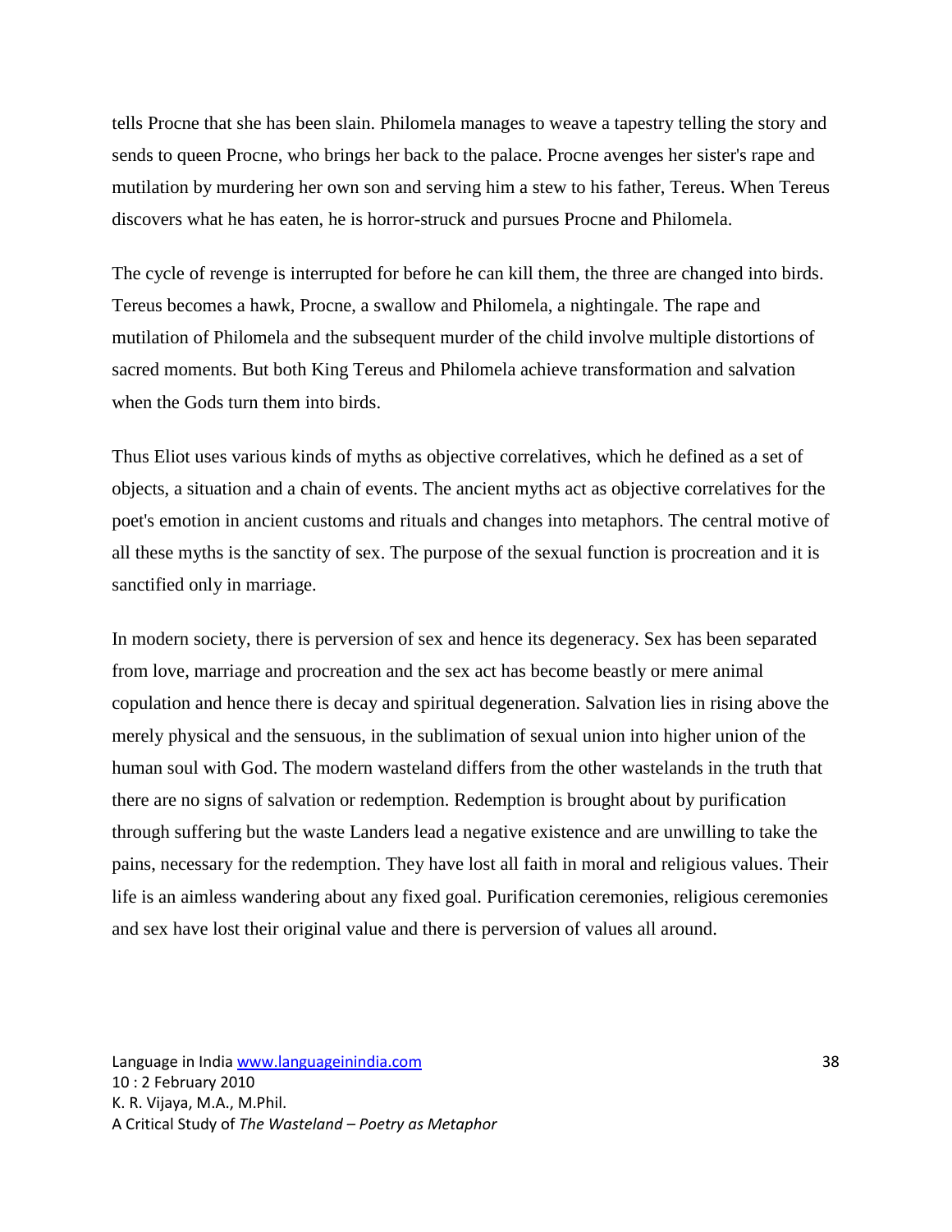tells Procne that she has been slain. Philomela manages to weave a tapestry telling the story and sends to queen Procne, who brings her back to the palace. Procne avenges her sister's rape and mutilation by murdering her own son and serving him a stew to his father, Tereus. When Tereus discovers what he has eaten, he is horror-struck and pursues Procne and Philomela.

The cycle of revenge is interrupted for before he can kill them, the three are changed into birds. Tereus becomes a hawk, Procne, a swallow and Philomela, a nightingale. The rape and mutilation of Philomela and the subsequent murder of the child involve multiple distortions of sacred moments. But both King Tereus and Philomela achieve transformation and salvation when the Gods turn them into birds.

Thus Eliot uses various kinds of myths as objective correlatives, which he defined as a set of objects, a situation and a chain of events. The ancient myths act as objective correlatives for the poet's emotion in ancient customs and rituals and changes into metaphors. The central motive of all these myths is the sanctity of sex. The purpose of the sexual function is procreation and it is sanctified only in marriage.

In modern society, there is perversion of sex and hence its degeneracy. Sex has been separated from love, marriage and procreation and the sex act has become beastly or mere animal copulation and hence there is decay and spiritual degeneration. Salvation lies in rising above the merely physical and the sensuous, in the sublimation of sexual union into higher union of the human soul with God. The modern wasteland differs from the other wastelands in the truth that there are no signs of salvation or redemption. Redemption is brought about by purification through suffering but the waste Landers lead a negative existence and are unwilling to take the pains, necessary for the redemption. They have lost all faith in moral and religious values. Their life is an aimless wandering about any fixed goal. Purification ceremonies, religious ceremonies and sex have lost their original value and there is perversion of values all around.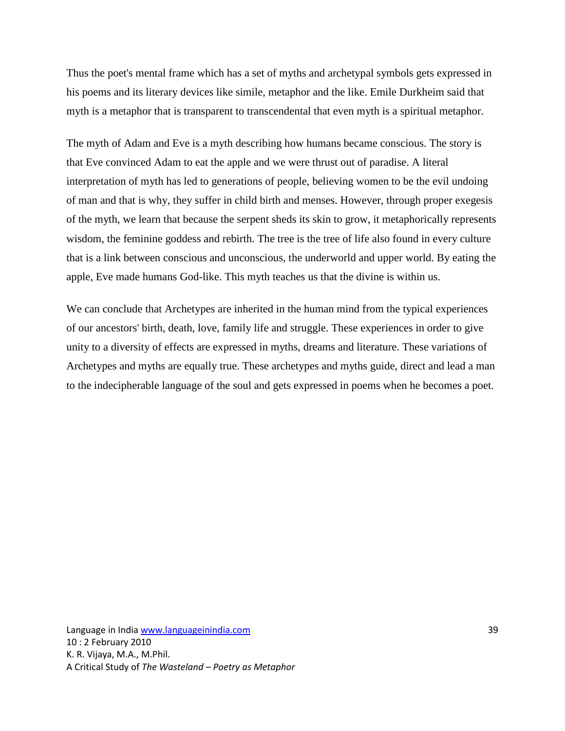Thus the poet's mental frame which has a set of myths and archetypal symbols gets expressed in his poems and its literary devices like simile, metaphor and the like. Emile Durkheim said that myth is a metaphor that is transparent to transcendental that even myth is a spiritual metaphor.

The myth of Adam and Eve is a myth describing how humans became conscious. The story is that Eve convinced Adam to eat the apple and we were thrust out of paradise. A literal interpretation of myth has led to generations of people, believing women to be the evil undoing of man and that is why, they suffer in child birth and menses. However, through proper exegesis of the myth, we learn that because the serpent sheds its skin to grow, it metaphorically represents wisdom, the feminine goddess and rebirth. The tree is the tree of life also found in every culture that is a link between conscious and unconscious, the underworld and upper world. By eating the apple, Eve made humans God-like. This myth teaches us that the divine is within us.

We can conclude that Archetypes are inherited in the human mind from the typical experiences of our ancestors' birth, death, love, family life and struggle. These experiences in order to give unity to a diversity of effects are expressed in myths, dreams and literature. These variations of Archetypes and myths are equally true. These archetypes and myths guide, direct and lead a man to the indecipherable language of the soul and gets expressed in poems when he becomes a poet.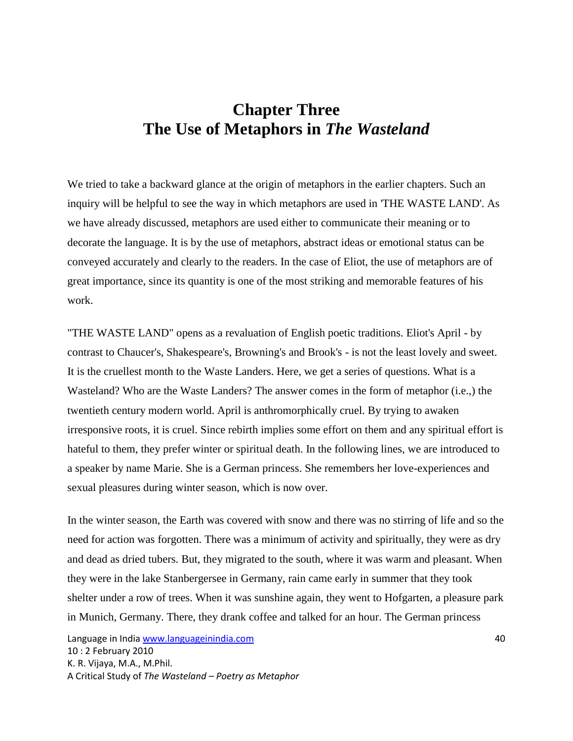# Chapter Three
# The Use of Metaphors in *The Wasteland*

We tried to take a backward glance at the origin of metaphors in the earlier chapters. Such an inquiry will be helpful to see the way in which metaphors are used in 'THE WASTE LAND'. As we have already discussed, metaphors are used either to communicate their meaning or to decorate the language. It is by the use of metaphors, abstract ideas or emotional status can be conveyed accurately and clearly to the readers. In the case of Eliot, the use of metaphors are of great importance, since its quantity is one of the most striking and memorable features of his work.

"THE WASTE LAND" opens as a revaluation of English poetic traditions. Eliot's April - by contrast to Chaucer's, Shakespeare's, Browning's and Brook's - is not the least lovely and sweet. It is the cruellest month to the Waste Landers. Here, we get a series of questions. What is a Wasteland? Who are the Waste Landers? The answer comes in the form of metaphor (i.e.,) the twentieth century modern world. April is anthromorphically cruel. By trying to awaken irresponsive roots, it is cruel. Since rebirth implies some effort on them and any spiritual effort is hateful to them, they prefer winter or spiritual death. In the following lines, we are introduced to a speaker by name Marie. She is a German princess. She remembers her love-experiences and sexual pleasures during winter season, which is now over.

In the winter season, the Earth was covered with snow and there was no stirring of life and so the need for action was forgotten. There was a minimum of activity and spiritually, they were as dry and dead as dried tubers. But, they migrated to the south, where it was warm and pleasant. When they were in the lake Stanbergersee in Germany, rain came early in summer that they took shelter under a row of trees. When it was sunshine again, they went to Hofgarten, a pleasure park in Munich, Germany. There, they drank coffee and talked for an hour. The German princess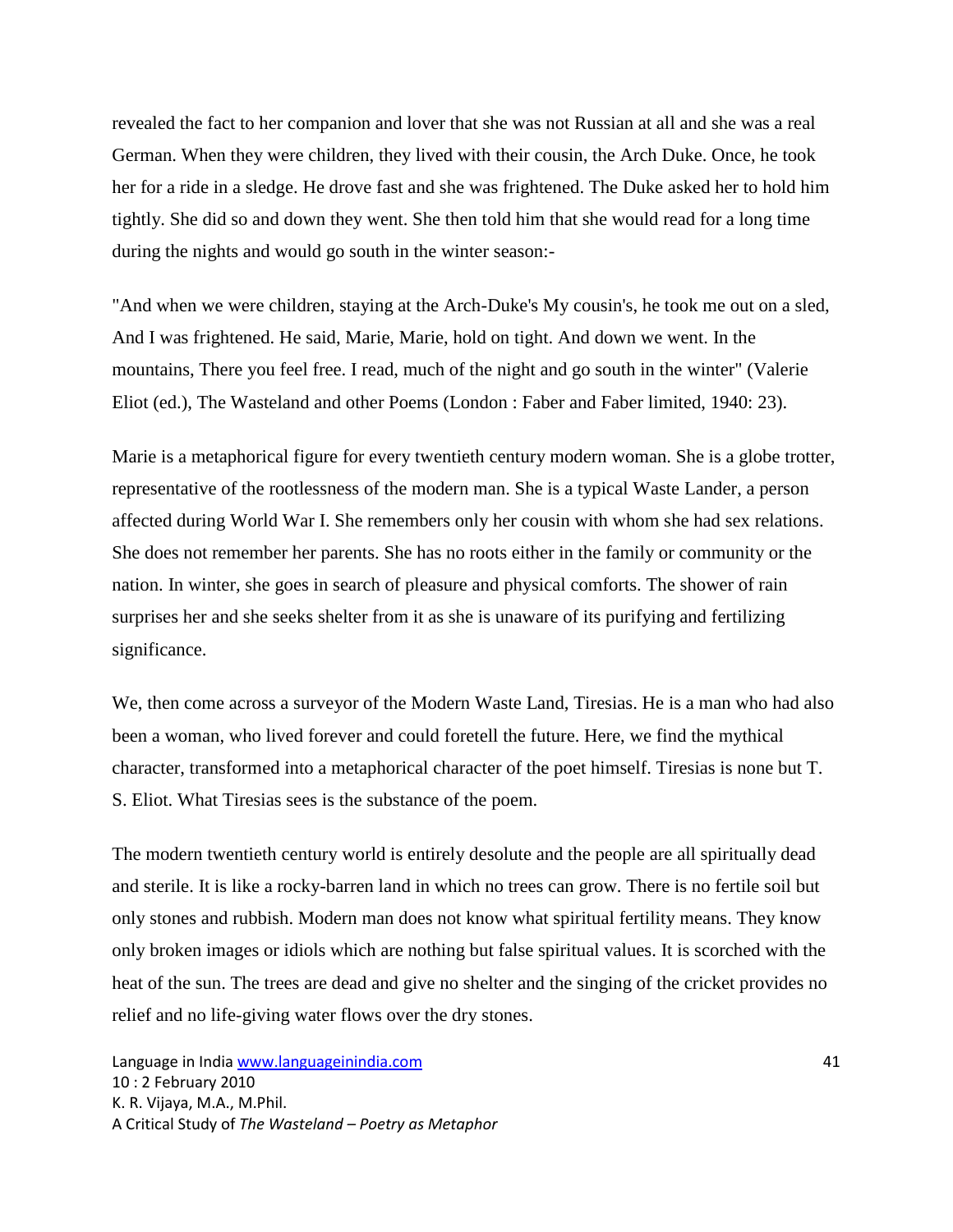revealed the fact to her companion and lover that she was not Russian at all and she was a real German. When they were children, they lived with their cousin, the Arch Duke. Once, he took her for a ride in a sledge. He drove fast and she was frightened. The Duke asked her to hold him tightly. She did so and down they went. She then told him that she would read for a long time during the nights and would go south in the winter season:-

"And when we were children, staying at the Arch-Duke's My cousin's, he took me out on a sled, And I was frightened. He said, Marie, Marie, hold on tight. And down we went. In the mountains, There you feel free. I read, much of the night and go south in the winter" (Valerie Eliot (ed.), The Wasteland and other Poems (London : Faber and Faber limited, 1940: 23).

Marie is a metaphorical figure for every twentieth century modern woman. She is a globe trotter, representative of the rootlessness of the modern man. She is a typical Waste Lander, a person affected during World War I. She remembers only her cousin with whom she had sex relations. She does not remember her parents. She has no roots either in the family or community or the nation. In winter, she goes in search of pleasure and physical comforts. The shower of rain surprises her and she seeks shelter from it as she is unaware of its purifying and fertilizing significance.

We, then come across a surveyor of the Modern Waste Land, Tiresias. He is a man who had also been a woman, who lived forever and could foretell the future. Here, we find the mythical character, transformed into a metaphorical character of the poet himself. Tiresias is none but T. S. Eliot. What Tiresias sees is the substance of the poem.

The modern twentieth century world is entirely desolute and the people are all spiritually dead and sterile. It is like a rocky-barren land in which no trees can grow. There is no fertile soil but only stones and rubbish. Modern man does not know what spiritual fertility means. They know only broken images or idiols which are nothing but false spiritual values. It is scorched with the heat of the sun. The trees are dead and give no shelter and the singing of the cricket provides no relief and no life-giving water flows over the dry stones.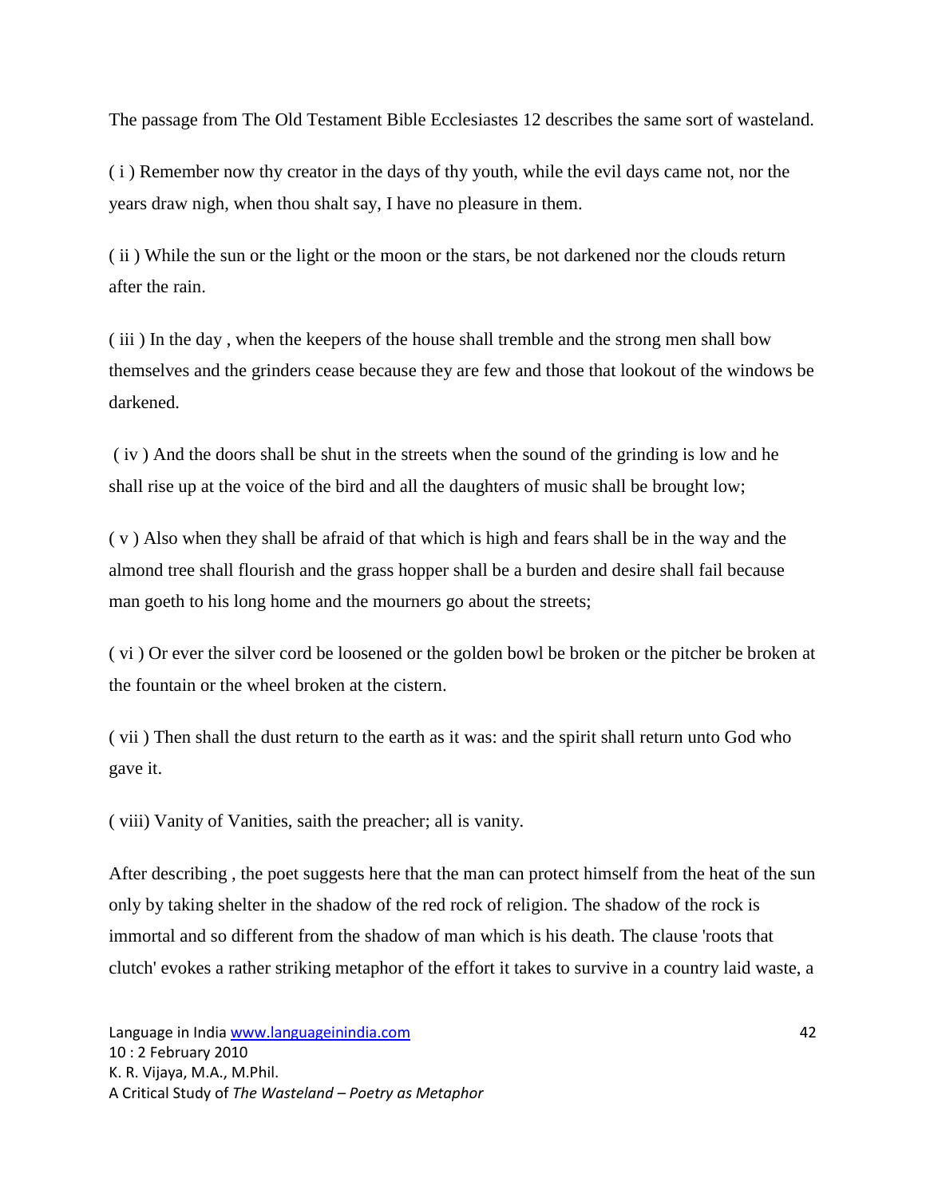The passage from The Old Testament Bible Ecclesiastes 12 describes the same sort of wasteland.

( i ) Remember now thy creator in the days of thy youth, while the evil days came not, nor the years draw nigh, when thou shalt say, I have no pleasure in them.

( ii ) While the sun or the light or the moon or the stars, be not darkened nor the clouds return after the rain.

( iii ) In the day , when the keepers of the house shall tremble and the strong men shall bow themselves and the grinders cease because they are few and those that lookout of the windows be darkened.

( iv ) And the doors shall be shut in the streets when the sound of the grinding is low and he shall rise up at the voice of the bird and all the daughters of music shall be brought low;

( v ) Also when they shall be afraid of that which is high and fears shall be in the way and the almond tree shall flourish and the grass hopper shall be a burden and desire shall fail because man goeth to his long home and the mourners go about the streets;

( vi ) Or ever the silver cord be loosened or the golden bowl be broken or the pitcher be broken at the fountain or the wheel broken at the cistern.

( vii ) Then shall the dust return to the earth as it was: and the spirit shall return unto God who gave it.

( viii) Vanity of Vanities, saith the preacher; all is vanity.

After describing , the poet suggests here that the man can protect himself from the heat of the sun only by taking shelter in the shadow of the red rock of religion. The shadow of the rock is immortal and so different from the shadow of man which is his death. The clause 'roots that clutch' evokes a rather striking metaphor of the effort it takes to survive in a country laid waste, a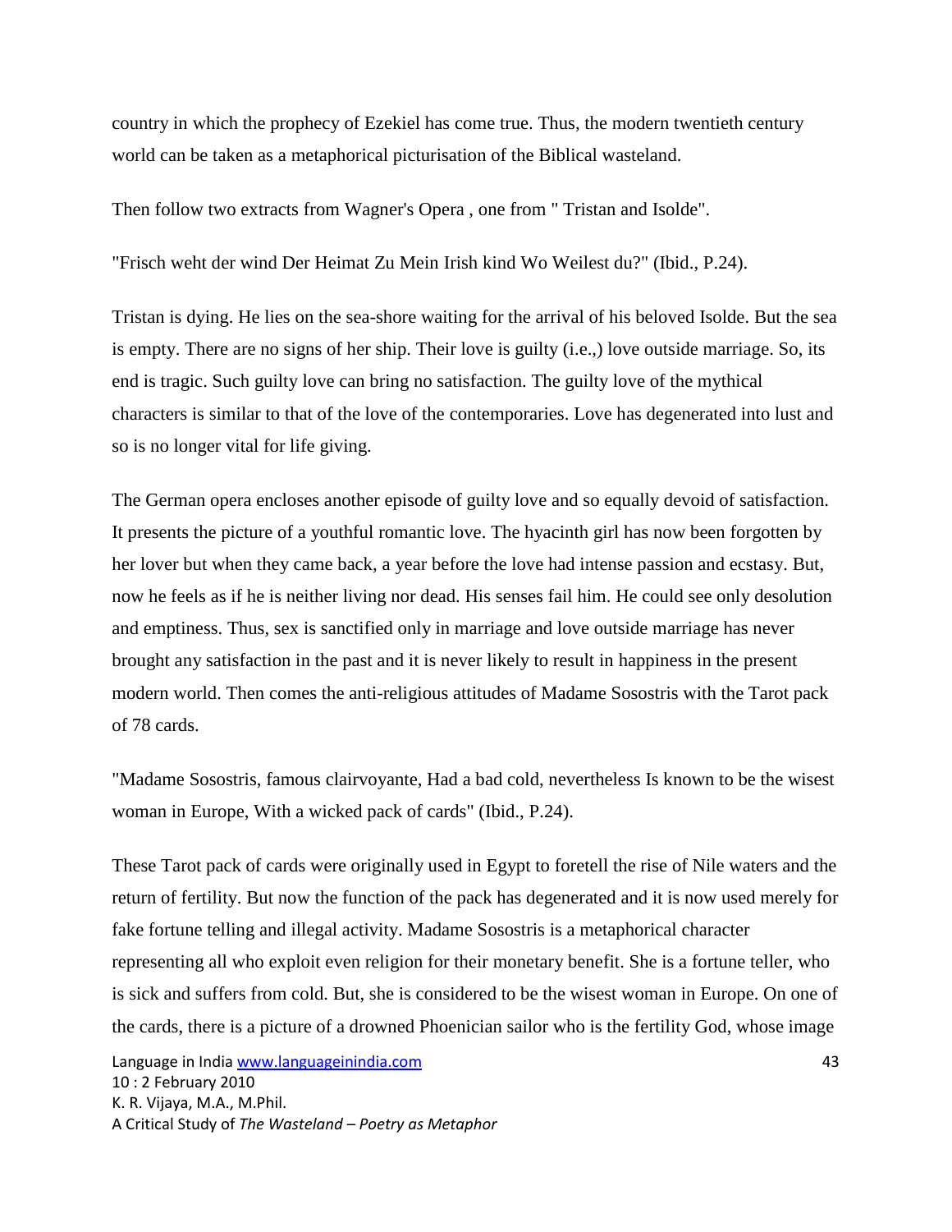country in which the prophecy of Ezekiel has come true. Thus, the modern twentieth century world can be taken as a metaphorical picturisation of the Biblical wasteland.

Then follow two extracts from Wagner's Opera , one from " Tristan and Isolde".

"Frisch weht der wind Der Heimat Zu Mein Irish kind Wo Weilest du?" (Ibid., P.24).

Tristan is dying. He lies on the sea-shore waiting for the arrival of his beloved Isolde. But the sea is empty. There are no signs of her ship. Their love is guilty (i.e.,) love outside marriage. So, its end is tragic. Such guilty love can bring no satisfaction. The guilty love of the mythical characters is similar to that of the love of the contemporaries. Love has degenerated into lust and so is no longer vital for life giving.

The German opera encloses another episode of guilty love and so equally devoid of satisfaction. It presents the picture of a youthful romantic love. The hyacinth girl has now been forgotten by her lover but when they came back, a year before the love had intense passion and ecstasy. But, now he feels as if he is neither living nor dead. His senses fail him. He could see only desolution and emptiness. Thus, sex is sanctified only in marriage and love outside marriage has never brought any satisfaction in the past and it is never likely to result in happiness in the present modern world. Then comes the anti-religious attitudes of Madame Sosostris with the Tarot pack of 78 cards.

"Madame Sosostris, famous clairvoyante, Had a bad cold, nevertheless Is known to be the wisest woman in Europe, With a wicked pack of cards" (Ibid., P.24).

These Tarot pack of cards were originally used in Egypt to foretell the rise of Nile waters and the return of fertility. But now the function of the pack has degenerated and it is now used merely for fake fortune telling and illegal activity. Madame Sosostris is a metaphorical character representing all who exploit even religion for their monetary benefit. She is a fortune teller, who is sick and suffers from cold. But, she is considered to be the wisest woman in Europe. On one of the cards, there is a picture of a drowned Phoenician sailor who is the fertility God, whose image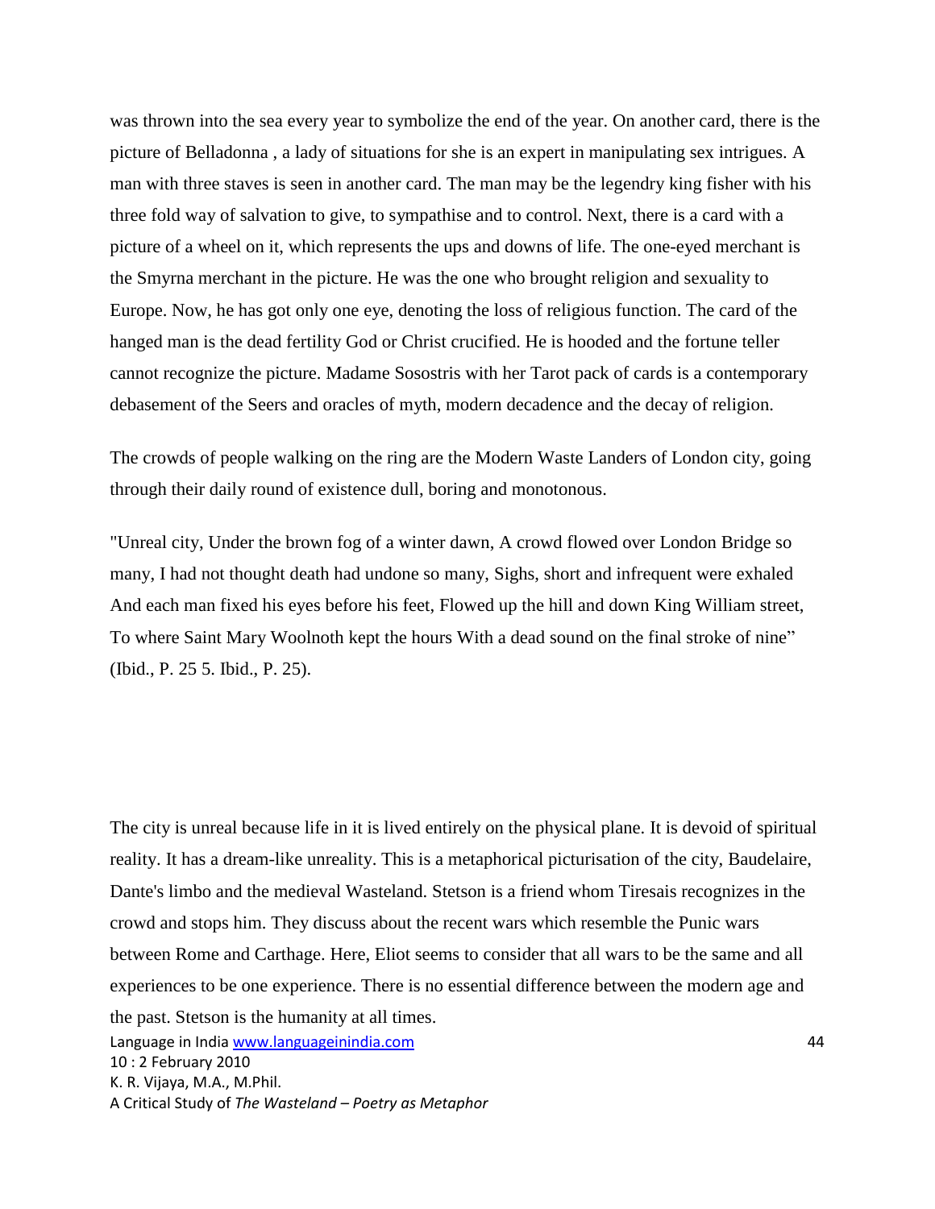was thrown into the sea every year to symbolize the end of the year. On another card, there is the picture of Belladonna , a lady of situations for she is an expert in manipulating sex intrigues. A man with three staves is seen in another card. The man may be the legendry king fisher with his three fold way of salvation to give, to sympathise and to control. Next, there is a card with a picture of a wheel on it, which represents the ups and downs of life. The one-eyed merchant is the Smyrna merchant in the picture. He was the one who brought religion and sexuality to Europe. Now, he has got only one eye, denoting the loss of religious function. The card of the hanged man is the dead fertility God or Christ crucified. He is hooded and the fortune teller cannot recognize the picture. Madame Sosostris with her Tarot pack of cards is a contemporary debasement of the Seers and oracles of myth, modern decadence and the decay of religion.

The crowds of people walking on the ring are the Modern Waste Landers of London city, going through their daily round of existence dull, boring and monotonous.

"Unreal city, Under the brown fog of a winter dawn, A crowd flowed over London Bridge so many, I had not thought death had undone so many, Sighs, short and infrequent were exhaled And each man fixed his eyes before his feet, Flowed up the hill and down King William street, To where Saint Mary Woolnoth kept the hours With a dead sound on the final stroke of nine" (Ibid., P. 25 5. Ibid., P. 25).

The city is unreal because life in it is lived entirely on the physical plane. It is devoid of spiritual reality. It has a dream-like unreality. This is a metaphorical picturisation of the city, Baudelaire, Dante's limbo and the medieval Wasteland. Stetson is a friend whom Tiresais recognizes in the crowd and stops him. They discuss about the recent wars which resemble the Punic wars between Rome and Carthage. Here, Eliot seems to consider that all wars to be the same and all experiences to be one experience. There is no essential difference between the modern age and the past. Stetson is the humanity at all times.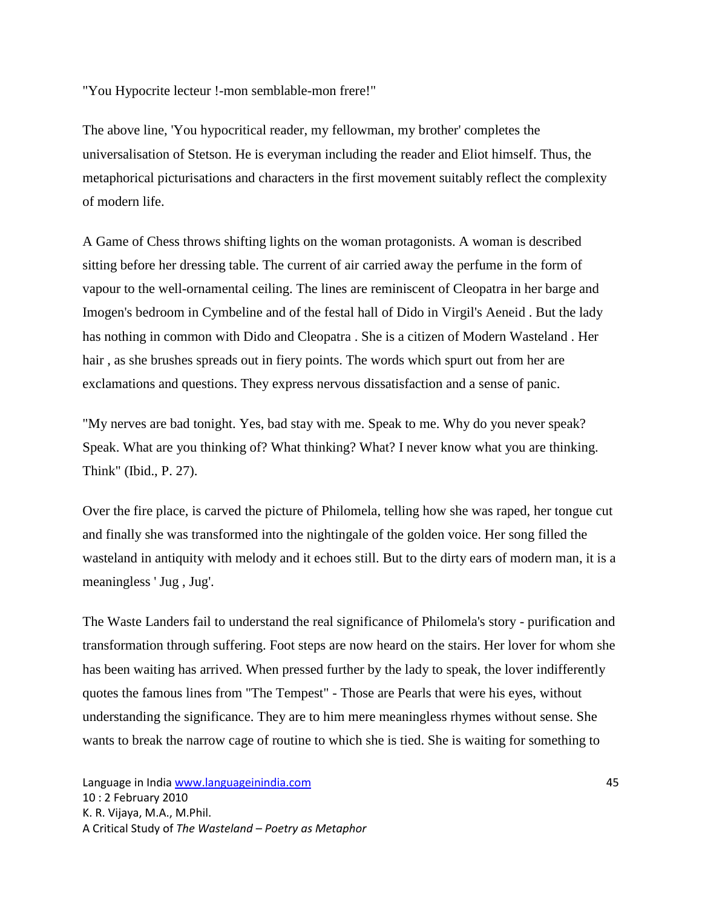"You Hypocrite lecteur !-mon semblable-mon frere!"

The above line, 'You hypocritical reader, my fellowman, my brother' completes the universalisation of Stetson. He is everyman including the reader and Eliot himself. Thus, the metaphorical picturisations and characters in the first movement suitably reflect the complexity of modern life.

A Game of Chess throws shifting lights on the woman protagonists. A woman is described sitting before her dressing table. The current of air carried away the perfume in the form of vapour to the well-ornamental ceiling. The lines are reminiscent of Cleopatra in her barge and Imogen's bedroom in Cymbeline and of the festal hall of Dido in Virgil's Aeneid . But the lady has nothing in common with Dido and Cleopatra . She is a citizen of Modern Wasteland . Her hair , as she brushes spreads out in fiery points. The words which spurt out from her are exclamations and questions. They express nervous dissatisfaction and a sense of panic.

"My nerves are bad tonight. Yes, bad stay with me. Speak to me. Why do you never speak? Speak. What are you thinking of? What thinking? What? I never know what you are thinking. Think" (Ibid., P. 27).

Over the fire place, is carved the picture of Philomela, telling how she was raped, her tongue cut and finally she was transformed into the nightingale of the golden voice. Her song filled the wasteland in antiquity with melody and it echoes still. But to the dirty ears of modern man, it is a meaningless ' Jug , Jug'.

The Waste Landers fail to understand the real significance of Philomela's story - purification and transformation through suffering. Foot steps are now heard on the stairs. Her lover for whom she has been waiting has arrived. When pressed further by the lady to speak, the lover indifferently quotes the famous lines from "The Tempest" - Those are Pearls that were his eyes, without understanding the significance. They are to him mere meaningless rhymes without sense. She wants to break the narrow cage of routine to which she is tied. She is waiting for something to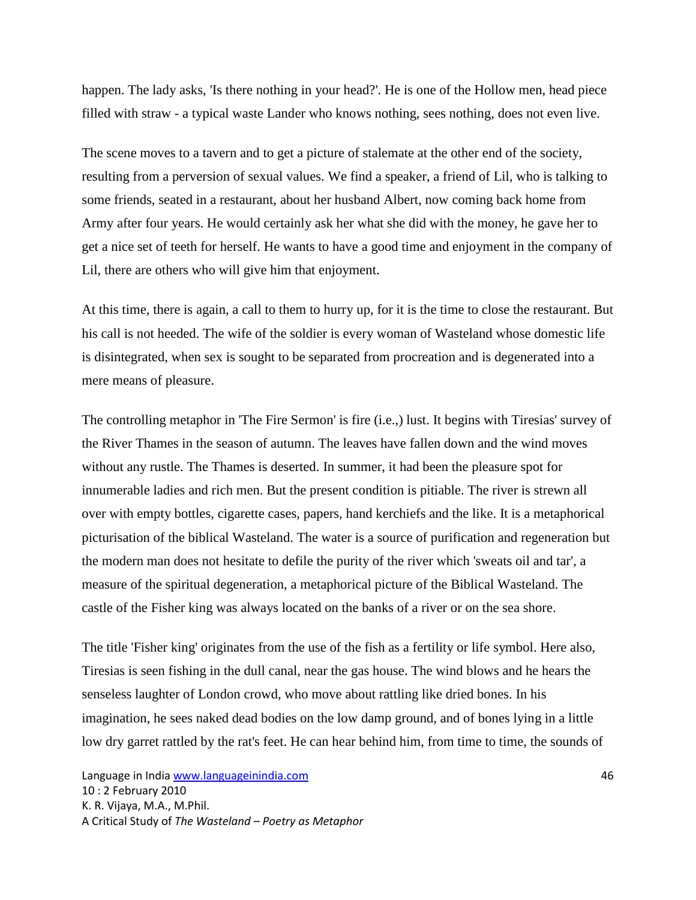happen. The lady asks, 'Is there nothing in your head?'. He is one of the Hollow men, head piece filled with straw - a typical waste Lander who knows nothing, sees nothing, does not even live.

The scene moves to a tavern and to get a picture of stalemate at the other end of the society, resulting from a perversion of sexual values. We find a speaker, a friend of Lil, who is talking to some friends, seated in a restaurant, about her husband Albert, now coming back home from Army after four years. He would certainly ask her what she did with the money, he gave her to get a nice set of teeth for herself. He wants to have a good time and enjoyment in the company of Lil, there are others who will give him that enjoyment.

At this time, there is again, a call to them to hurry up, for it is the time to close the restaurant. But his call is not heeded. The wife of the soldier is every woman of Wasteland whose domestic life is disintegrated, when sex is sought to be separated from procreation and is degenerated into a mere means of pleasure.

The controlling metaphor in 'The Fire Sermon' is fire (i.e.,) lust. It begins with Tiresias' survey of the River Thames in the season of autumn. The leaves have fallen down and the wind moves without any rustle. The Thames is deserted. In summer, it had been the pleasure spot for innumerable ladies and rich men. But the present condition is pitiable. The river is strewn all over with empty bottles, cigarette cases, papers, hand kerchiefs and the like. It is a metaphorical picturisation of the biblical Wasteland. The water is a source of purification and regeneration but the modern man does not hesitate to defile the purity of the river which 'sweats oil and tar', a measure of the spiritual degeneration, a metaphorical picture of the Biblical Wasteland. The castle of the Fisher king was always located on the banks of a river or on the sea shore.

The title 'Fisher king' originates from the use of the fish as a fertility or life symbol. Here also, Tiresias is seen fishing in the dull canal, near the gas house. The wind blows and he hears the senseless laughter of London crowd, who move about rattling like dried bones. In his imagination, he sees naked dead bodies on the low damp ground, and of bones lying in a little low dry garret rattled by the rat's feet. He can hear behind him, from time to time, the sounds of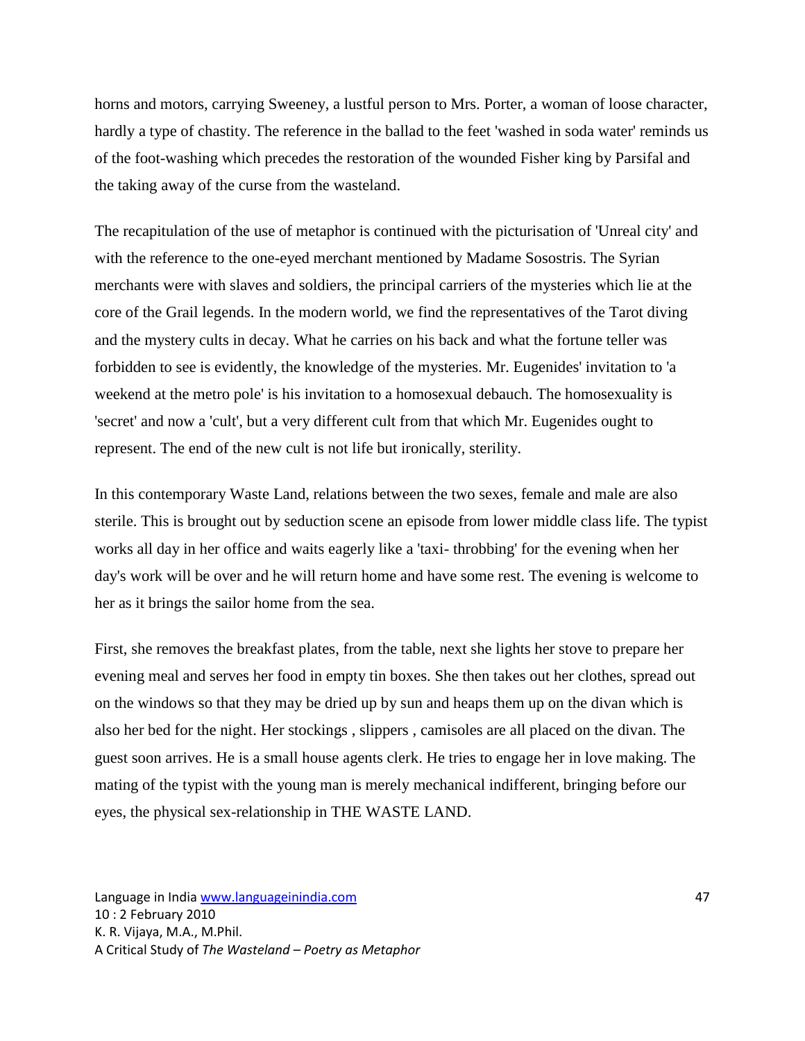horns and motors, carrying Sweeney, a lustful person to Mrs. Porter, a woman of loose character, hardly a type of chastity. The reference in the ballad to the feet 'washed in soda water' reminds us of the foot-washing which precedes the restoration of the wounded Fisher king by Parsifal and the taking away of the curse from the wasteland.

The recapitulation of the use of metaphor is continued with the picturisation of 'Unreal city' and with the reference to the one-eyed merchant mentioned by Madame Sosostris. The Syrian merchants were with slaves and soldiers, the principal carriers of the mysteries which lie at the core of the Grail legends. In the modern world, we find the representatives of the Tarot diving and the mystery cults in decay. What he carries on his back and what the fortune teller was forbidden to see is evidently, the knowledge of the mysteries. Mr. Eugenides' invitation to 'a weekend at the metro pole' is his invitation to a homosexual debauch. The homosexuality is 'secret' and now a 'cult', but a very different cult from that which Mr. Eugenides ought to represent. The end of the new cult is not life but ironically, sterility.

In this contemporary Waste Land, relations between the two sexes, female and male are also sterile. This is brought out by seduction scene an episode from lower middle class life. The typist works all day in her office and waits eagerly like a 'taxi- throbbing' for the evening when her day's work will be over and he will return home and have some rest. The evening is welcome to her as it brings the sailor home from the sea.

First, she removes the breakfast plates, from the table, next she lights her stove to prepare her evening meal and serves her food in empty tin boxes. She then takes out her clothes, spread out on the windows so that they may be dried up by sun and heaps them up on the divan which is also her bed for the night. Her stockings , slippers , camisoles are all placed on the divan. The guest soon arrives. He is a small house agents clerk. He tries to engage her in love making. The mating of the typist with the young man is merely mechanical indifferent, bringing before our eyes, the physical sex-relationship in THE WASTE LAND.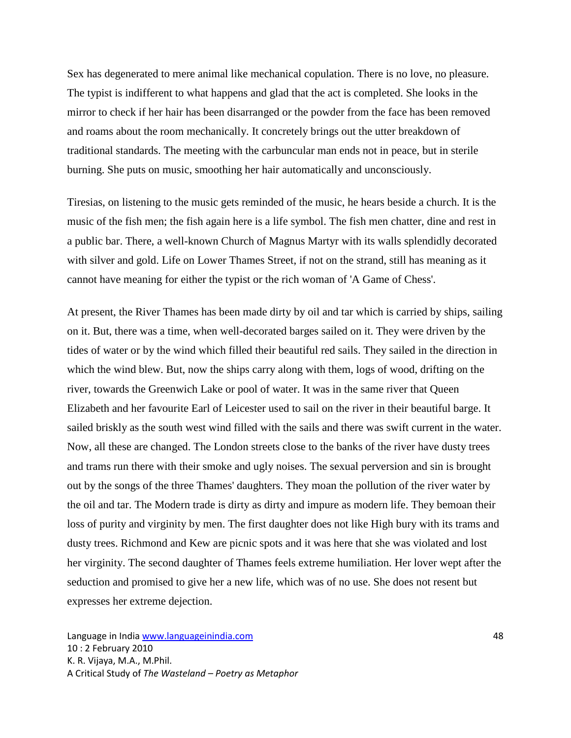Sex has degenerated to mere animal like mechanical copulation. There is no love, no pleasure. The typist is indifferent to what happens and glad that the act is completed. She looks in the mirror to check if her hair has been disarranged or the powder from the face has been removed and roams about the room mechanically. It concretely brings out the utter breakdown of traditional standards. The meeting with the carbuncular man ends not in peace, but in sterile burning. She puts on music, smoothing her hair automatically and unconsciously.

Tiresias, on listening to the music gets reminded of the music, he hears beside a church. It is the music of the fish men; the fish again here is a life symbol. The fish men chatter, dine and rest in a public bar. There, a well-known Church of Magnus Martyr with its walls splendidly decorated with silver and gold. Life on Lower Thames Street, if not on the strand, still has meaning as it cannot have meaning for either the typist or the rich woman of 'A Game of Chess'.

At present, the River Thames has been made dirty by oil and tar which is carried by ships, sailing on it. But, there was a time, when well-decorated barges sailed on it. They were driven by the tides of water or by the wind which filled their beautiful red sails. They sailed in the direction in which the wind blew. But, now the ships carry along with them, logs of wood, drifting on the river, towards the Greenwich Lake or pool of water. It was in the same river that Queen Elizabeth and her favourite Earl of Leicester used to sail on the river in their beautiful barge. It sailed briskly as the south west wind filled with the sails and there was swift current in the water. Now, all these are changed. The London streets close to the banks of the river have dusty trees and trams run there with their smoke and ugly noises. The sexual perversion and sin is brought out by the songs of the three Thames' daughters. They moan the pollution of the river water by the oil and tar. The Modern trade is dirty as dirty and impure as modern life. They bemoan their loss of purity and virginity by men. The first daughter does not like High bury with its trams and dusty trees. Richmond and Kew are picnic spots and it was here that she was violated and lost her virginity. The second daughter of Thames feels extreme humiliation. Her lover wept after the seduction and promised to give her a new life, which was of no use. She does not resent but expresses her extreme dejection.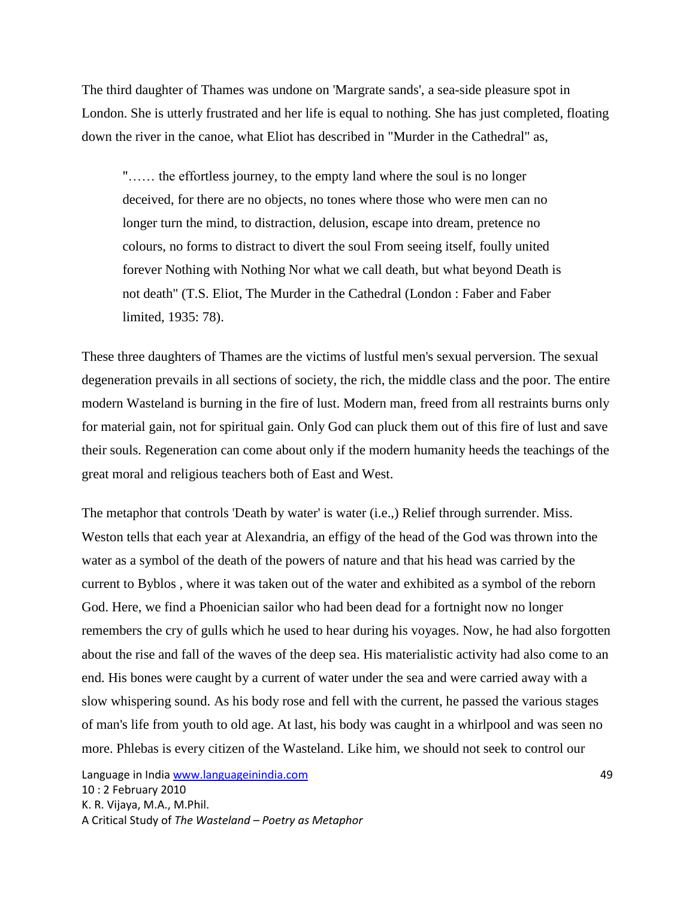The third daughter of Thames was undone on 'Margrate sands', a sea-side pleasure spot in London. She is utterly frustrated and her life is equal to nothing. She has just completed, floating down the river in the canoe, what Eliot has described in "Murder in the Cathedral" as,

> "…… the effortless journey, to the empty land where the soul is no longer deceived, for there are no objects, no tones where those who were men can no longer turn the mind, to distraction, delusion, escape into dream, pretence no colours, no forms to distract to divert the soul From seeing itself, foully united forever Nothing with Nothing Nor what we call death, but what beyond Death is not death" (T.S. Eliot, The Murder in the Cathedral (London : Faber and Faber limited, 1935: 78).

These three daughters of Thames are the victims of lustful men's sexual perversion. The sexual degeneration prevails in all sections of society, the rich, the middle class and the poor. The entire modern Wasteland is burning in the fire of lust. Modern man, freed from all restraints burns only for material gain, not for spiritual gain. Only God can pluck them out of this fire of lust and save their souls. Regeneration can come about only if the modern humanity heeds the teachings of the great moral and religious teachers both of East and West.

The metaphor that controls 'Death by water' is water (i.e.,) Relief through surrender. Miss. Weston tells that each year at Alexandria, an effigy of the head of the God was thrown into the water as a symbol of the death of the powers of nature and that his head was carried by the current to Byblos , where it was taken out of the water and exhibited as a symbol of the reborn God. Here, we find a Phoenician sailor who had been dead for a fortnight now no longer remembers the cry of gulls which he used to hear during his voyages. Now, he had also forgotten about the rise and fall of the waves of the deep sea. His materialistic activity had also come to an end. His bones were caught by a current of water under the sea and were carried away with a slow whispering sound. As his body rose and fell with the current, he passed the various stages of man's life from youth to old age. At last, his body was caught in a whirlpool and was seen no more. Phlebas is every citizen of the Wasteland. Like him, we should not seek to control our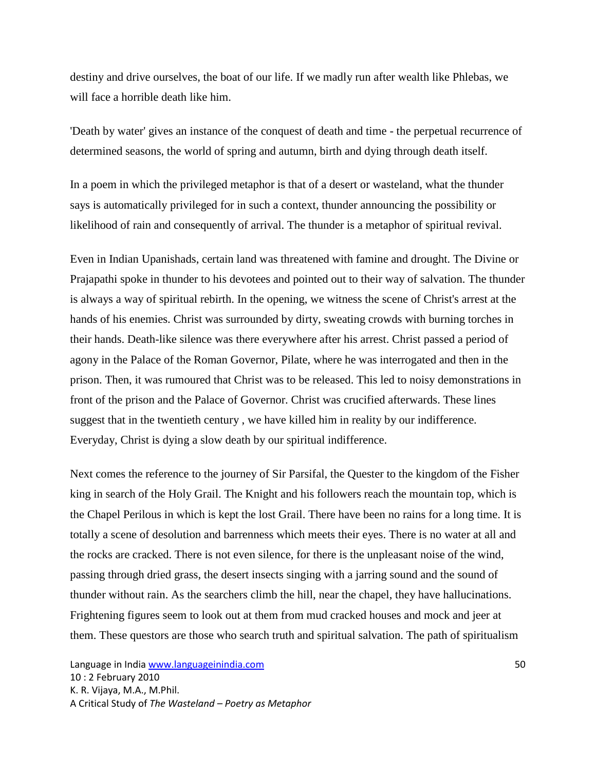destiny and drive ourselves, the boat of our life. If we madly run after wealth like Phlebas, we will face a horrible death like him.

'Death by water' gives an instance of the conquest of death and time - the perpetual recurrence of determined seasons, the world of spring and autumn, birth and dying through death itself.

In a poem in which the privileged metaphor is that of a desert or wasteland, what the thunder says is automatically privileged for in such a context, thunder announcing the possibility or likelihood of rain and consequently of arrival. The thunder is a metaphor of spiritual revival.

Even in Indian Upanishads, certain land was threatened with famine and drought. The Divine or Prajapathi spoke in thunder to his devotees and pointed out to their way of salvation. The thunder is always a way of spiritual rebirth. In the opening, we witness the scene of Christ's arrest at the hands of his enemies. Christ was surrounded by dirty, sweating crowds with burning torches in their hands. Death-like silence was there everywhere after his arrest. Christ passed a period of agony in the Palace of the Roman Governor, Pilate, where he was interrogated and then in the prison. Then, it was rumoured that Christ was to be released. This led to noisy demonstrations in front of the prison and the Palace of Governor. Christ was crucified afterwards. These lines suggest that in the twentieth century , we have killed him in reality by our indifference. Everyday, Christ is dying a slow death by our spiritual indifference.

Next comes the reference to the journey of Sir Parsifal, the Quester to the kingdom of the Fisher king in search of the Holy Grail. The Knight and his followers reach the mountain top, which is the Chapel Perilous in which is kept the lost Grail. There have been no rains for a long time. It is totally a scene of desolution and barrenness which meets their eyes. There is no water at all and the rocks are cracked. There is not even silence, for there is the unpleasant noise of the wind, passing through dried grass, the desert insects singing with a jarring sound and the sound of thunder without rain. As the searchers climb the hill, near the chapel, they have hallucinations. Frightening figures seem to look out at them from mud cracked houses and mock and jeer at them. These questors are those who search truth and spiritual salvation. The path of spiritualism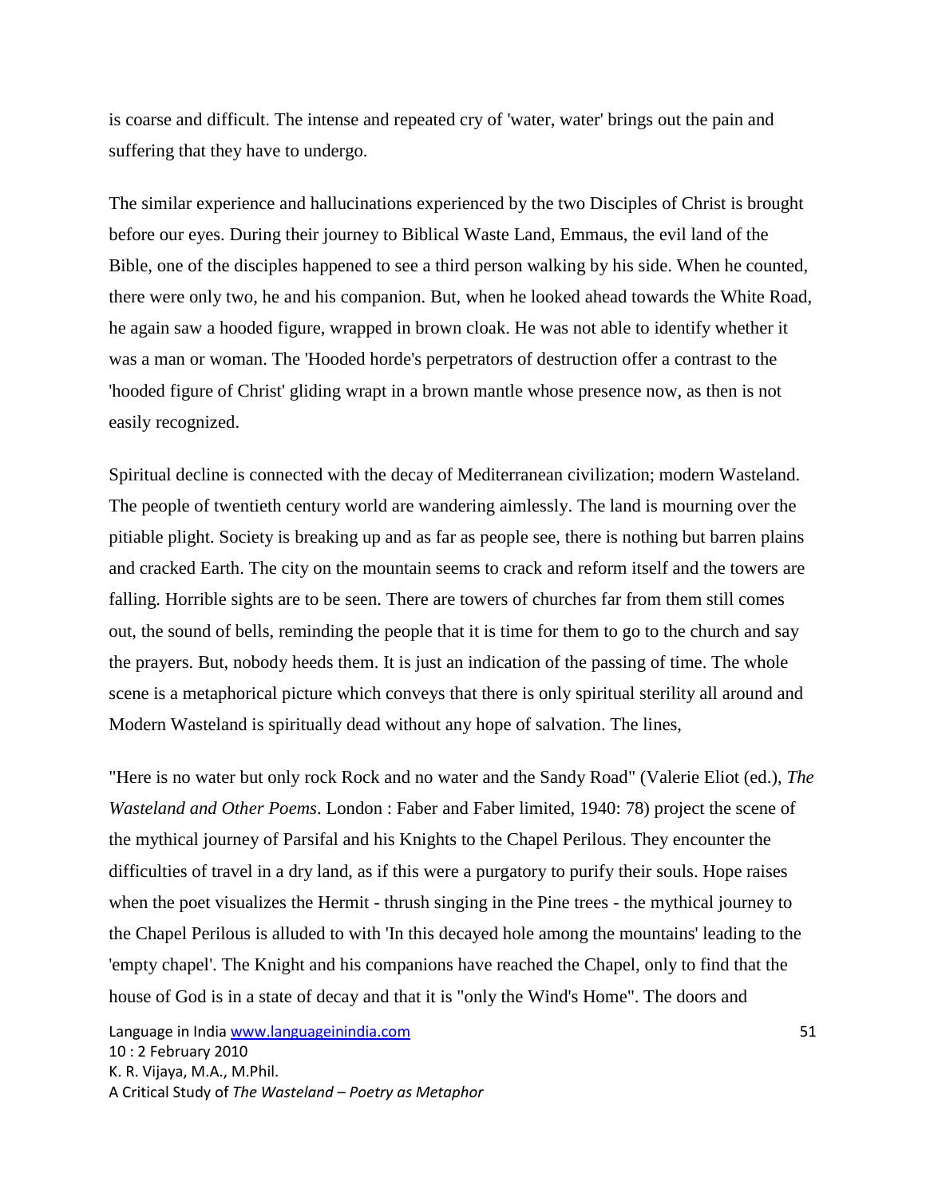is coarse and difficult. The intense and repeated cry of 'water, water' brings out the pain and suffering that they have to undergo.

The similar experience and hallucinations experienced by the two Disciples of Christ is brought before our eyes. During their journey to Biblical Waste Land, Emmaus, the evil land of the Bible, one of the disciples happened to see a third person walking by his side. When he counted, there were only two, he and his companion. But, when he looked ahead towards the White Road, he again saw a hooded figure, wrapped in brown cloak. He was not able to identify whether it was a man or woman. The 'Hooded horde's perpetrators of destruction offer a contrast to the 'hooded figure of Christ' gliding wrapt in a brown mantle whose presence now, as then is not easily recognized.

Spiritual decline is connected with the decay of Mediterranean civilization; modern Wasteland. The people of twentieth century world are wandering aimlessly. The land is mourning over the pitiable plight. Society is breaking up and as far as people see, there is nothing but barren plains and cracked Earth. The city on the mountain seems to crack and reform itself and the towers are falling. Horrible sights are to be seen. There are towers of churches far from them still comes out, the sound of bells, reminding the people that it is time for them to go to the church and say the prayers. But, nobody heeds them. It is just an indication of the passing of time. The whole scene is a metaphorical picture which conveys that there is only spiritual sterility all around and Modern Wasteland is spiritually dead without any hope of salvation. The lines,

"Here is no water but only rock Rock and no water and the Sandy Road" (Valerie Eliot (ed.), *The Wasteland and Other Poems*. London : Faber and Faber limited, 1940: 78) project the scene of the mythical journey of Parsifal and his Knights to the Chapel Perilous. They encounter the difficulties of travel in a dry land, as if this were a purgatory to purify their souls. Hope raises when the poet visualizes the Hermit - thrush singing in the Pine trees - the mythical journey to the Chapel Perilous is alluded to with 'In this decayed hole among the mountains' leading to the 'empty chapel'. The Knight and his companions have reached the Chapel, only to find that the house of God is in a state of decay and that it is "only the Wind's Home". The doors and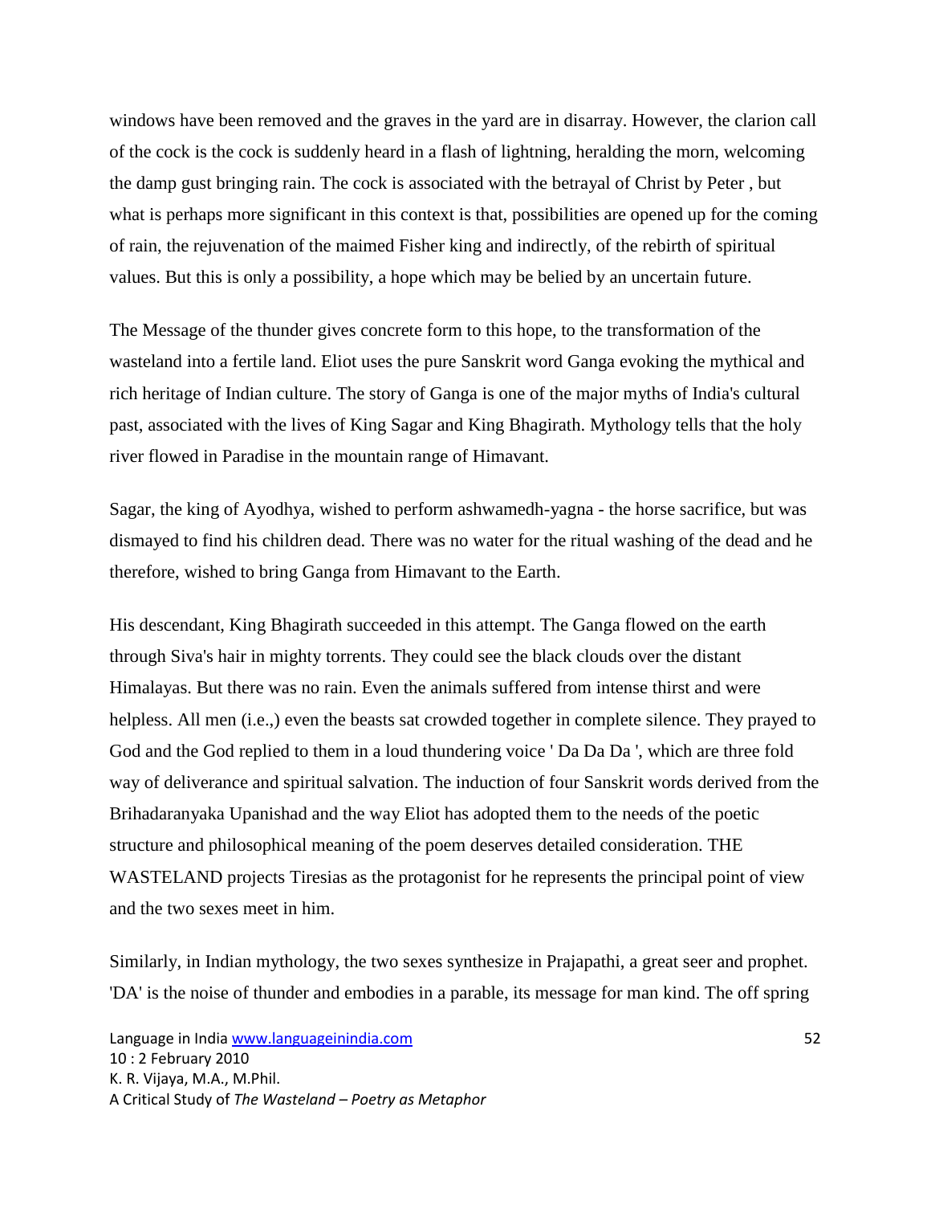windows have been removed and the graves in the yard are in disarray. However, the clarion call of the cock is the cock is suddenly heard in a flash of lightning, heralding the morn, welcoming the damp gust bringing rain. The cock is associated with the betrayal of Christ by Peter , but what is perhaps more significant in this context is that, possibilities are opened up for the coming of rain, the rejuvenation of the maimed Fisher king and indirectly, of the rebirth of spiritual values. But this is only a possibility, a hope which may be belied by an uncertain future.

The Message of the thunder gives concrete form to this hope, to the transformation of the wasteland into a fertile land. Eliot uses the pure Sanskrit word Ganga evoking the mythical and rich heritage of Indian culture. The story of Ganga is one of the major myths of India's cultural past, associated with the lives of King Sagar and King Bhagirath. Mythology tells that the holy river flowed in Paradise in the mountain range of Himavant.

Sagar, the king of Ayodhya, wished to perform ashwamedh-yagna - the horse sacrifice, but was dismayed to find his children dead. There was no water for the ritual washing of the dead and he therefore, wished to bring Ganga from Himavant to the Earth.

His descendant, King Bhagirath succeeded in this attempt. The Ganga flowed on the earth through Siva's hair in mighty torrents. They could see the black clouds over the distant Himalayas. But there was no rain. Even the animals suffered from intense thirst and were helpless. All men (i.e.,) even the beasts sat crowded together in complete silence. They prayed to God and the God replied to them in a loud thundering voice ' Da Da Da ', which are three fold way of deliverance and spiritual salvation. The induction of four Sanskrit words derived from the Brihadaranyaka Upanishad and the way Eliot has adopted them to the needs of the poetic structure and philosophical meaning of the poem deserves detailed consideration. THE WASTELAND projects Tiresias as the protagonist for he represents the principal point of view and the two sexes meet in him.

Similarly, in Indian mythology, the two sexes synthesize in Prajapathi, a great seer and prophet. 'DA' is the noise of thunder and embodies in a parable, its message for man kind. The off spring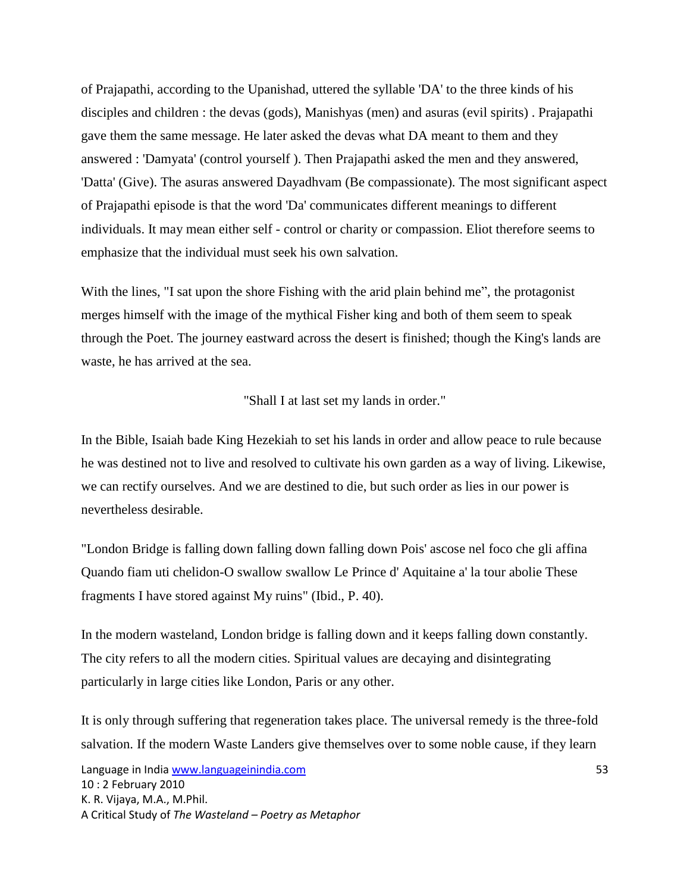of Prajapathi, according to the Upanishad, uttered the syllable 'DA' to the three kinds of his disciples and children : the devas (gods), Manishyas (men) and asuras (evil spirits) . Prajapathi gave them the same message. He later asked the devas what DA meant to them and they answered : 'Damyata' (control yourself ). Then Prajapathi asked the men and they answered, 'Datta' (Give). The asuras answered Dayadhvam (Be compassionate). The most significant aspect of Prajapathi episode is that the word 'Da' communicates different meanings to different individuals. It may mean either self - control or charity or compassion. Eliot therefore seems to emphasize that the individual must seek his own salvation.

With the lines, "I sat upon the shore Fishing with the arid plain behind me", the protagonist merges himself with the image of the mythical Fisher king and both of them seem to speak through the Poet. The journey eastward across the desert is finished; though the King's lands are waste, he has arrived at the sea.

"Shall I at last set my lands in order."

In the Bible, Isaiah bade King Hezekiah to set his lands in order and allow peace to rule because he was destined not to live and resolved to cultivate his own garden as a way of living. Likewise, we can rectify ourselves. And we are destined to die, but such order as lies in our power is nevertheless desirable.

"London Bridge is falling down falling down falling down Pois' ascose nel foco che gli affina Quando fiam uti chelidon-O swallow swallow Le Prince d' Aquitaine a' la tour abolie These fragments I have stored against My ruins" (Ibid., P. 40).

In the modern wasteland, London bridge is falling down and it keeps falling down constantly. The city refers to all the modern cities. Spiritual values are decaying and disintegrating particularly in large cities like London, Paris or any other.

It is only through suffering that regeneration takes place. The universal remedy is the three-fold salvation. If the modern Waste Landers give themselves over to some noble cause, if they learn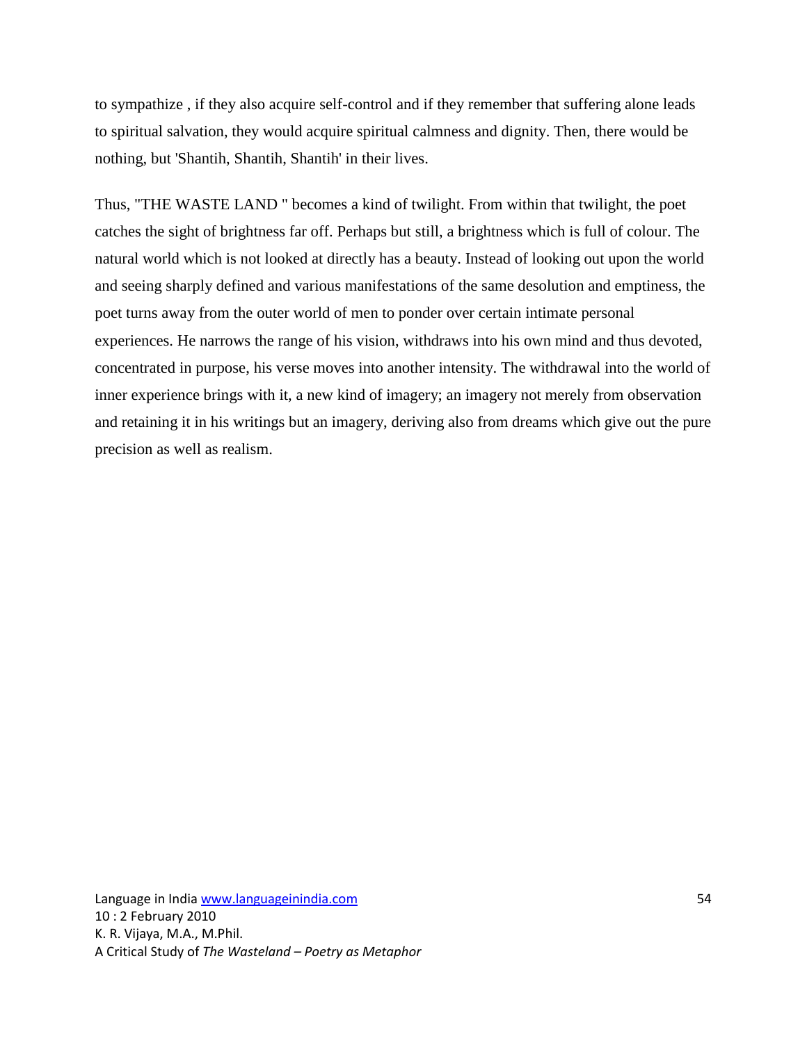to sympathize , if they also acquire self-control and if they remember that suffering alone leads to spiritual salvation, they would acquire spiritual calmness and dignity. Then, there would be nothing, but 'Shantih, Shantih, Shantih' in their lives.

Thus, "THE WASTE LAND " becomes a kind of twilight. From within that twilight, the poet catches the sight of brightness far off. Perhaps but still, a brightness which is full of colour. The natural world which is not looked at directly has a beauty. Instead of looking out upon the world and seeing sharply defined and various manifestations of the same desolution and emptiness, the poet turns away from the outer world of men to ponder over certain intimate personal experiences. He narrows the range of his vision, withdraws into his own mind and thus devoted, concentrated in purpose, his verse moves into another intensity. The withdrawal into the world of inner experience brings with it, a new kind of imagery; an imagery not merely from observation and retaining it in his writings but an imagery, deriving also from dreams which give out the pure precision as well as realism.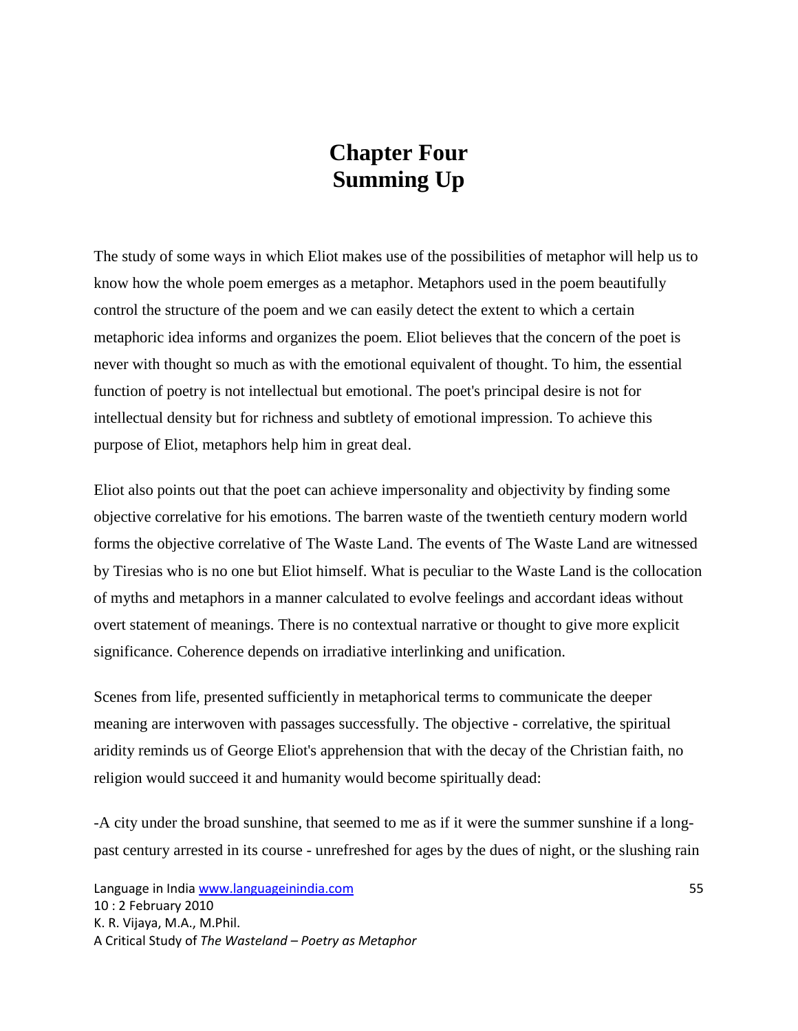# Chapter Four
# Summing Up

The study of some ways in which Eliot makes use of the possibilities of metaphor will help us to know how the whole poem emerges as a metaphor. Metaphors used in the poem beautifully control the structure of the poem and we can easily detect the extent to which a certain metaphoric idea informs and organizes the poem. Eliot believes that the concern of the poet is never with thought so much as with the emotional equivalent of thought. To him, the essential function of poetry is not intellectual but emotional. The poet's principal desire is not for intellectual density but for richness and subtlety of emotional impression. To achieve this purpose of Eliot, metaphors help him in great deal.

Eliot also points out that the poet can achieve impersonality and objectivity by finding some objective correlative for his emotions. The barren waste of the twentieth century modern world forms the objective correlative of The Waste Land. The events of The Waste Land are witnessed by Tiresias who is no one but Eliot himself. What is peculiar to the Waste Land is the collocation of myths and metaphors in a manner calculated to evolve feelings and accordant ideas without overt statement of meanings. There is no contextual narrative or thought to give more explicit significance. Coherence depends on irradiative interlinking and unification.

Scenes from life, presented sufficiently in metaphorical terms to communicate the deeper meaning are interwoven with passages successfully. The objective - correlative, the spiritual aridity reminds us of George Eliot's apprehension that with the decay of the Christian faith, no religion would succeed it and humanity would become spiritually dead:

-A city under the broad sunshine, that seemed to me as if it were the summer sunshine if a long-past century arrested in its course - unrefreshed for ages by the dues of night, or the slushing rain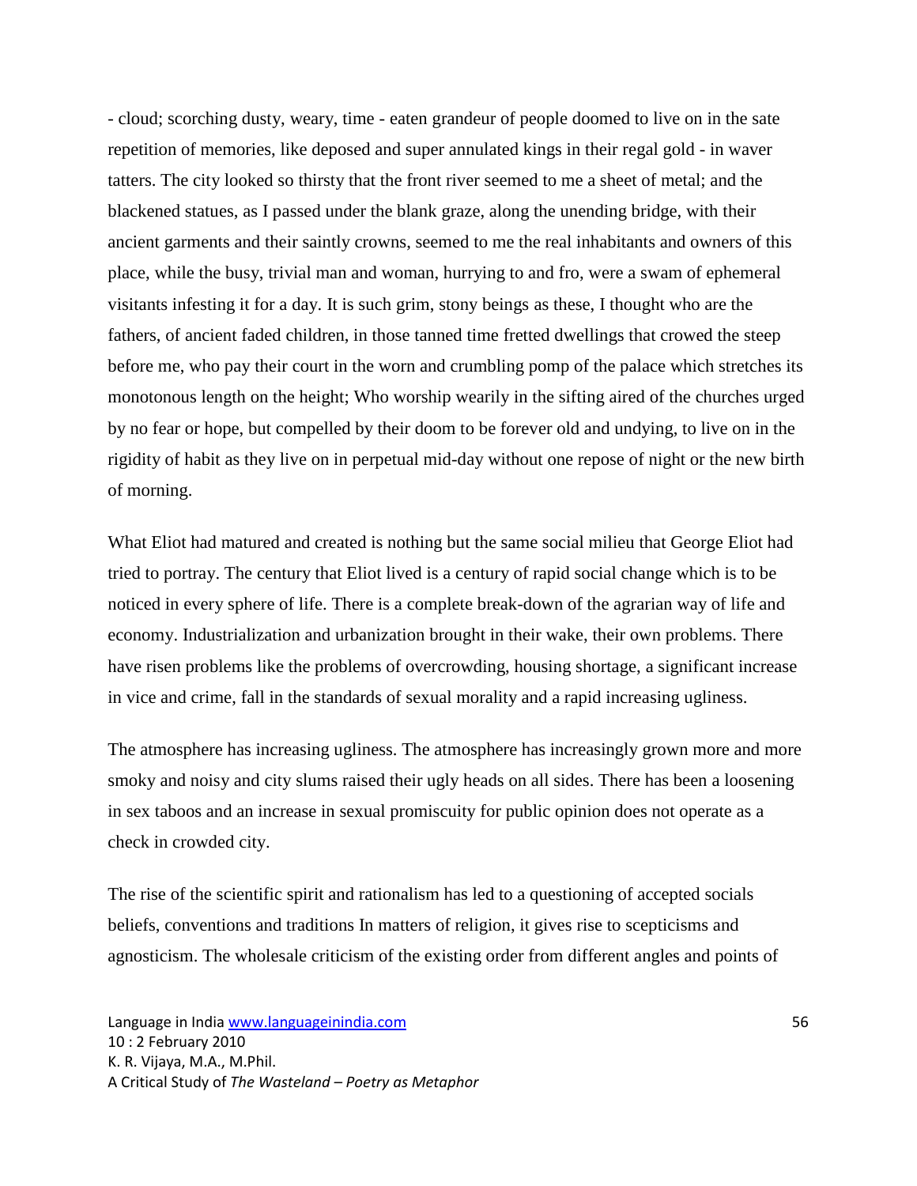- cloud; scorching dusty, weary, time - eaten grandeur of people doomed to live on in the sate repetition of memories, like deposed and super annulated kings in their regal gold - in waver tatters. The city looked so thirsty that the front river seemed to me a sheet of metal; and the blackened statues, as I passed under the blank graze, along the unending bridge, with their ancient garments and their saintly crowns, seemed to me the real inhabitants and owners of this place, while the busy, trivial man and woman, hurrying to and fro, were a swam of ephemeral visitants infesting it for a day. It is such grim, stony beings as these, I thought who are the fathers, of ancient faded children, in those tanned time fretted dwellings that crowed the steep before me, who pay their court in the worn and crumbling pomp of the palace which stretches its monotonous length on the height; Who worship wearily in the sifting aired of the churches urged by no fear or hope, but compelled by their doom to be forever old and undying, to live on in the rigidity of habit as they live on in perpetual mid-day without one repose of night or the new birth of morning.

What Eliot had matured and created is nothing but the same social milieu that George Eliot had tried to portray. The century that Eliot lived is a century of rapid social change which is to be noticed in every sphere of life. There is a complete break-down of the agrarian way of life and economy. Industrialization and urbanization brought in their wake, their own problems. There have risen problems like the problems of overcrowding, housing shortage, a significant increase in vice and crime, fall in the standards of sexual morality and a rapid increasing ugliness.

The atmosphere has increasing ugliness. The atmosphere has increasingly grown more and more smoky and noisy and city slums raised their ugly heads on all sides. There has been a loosening in sex taboos and an increase in sexual promiscuity for public opinion does not operate as a check in crowded city.

The rise of the scientific spirit and rationalism has led to a questioning of accepted socials beliefs, conventions and traditions In matters of religion, it gives rise to scepticisms and agnosticism. The wholesale criticism of the existing order from different angles and points of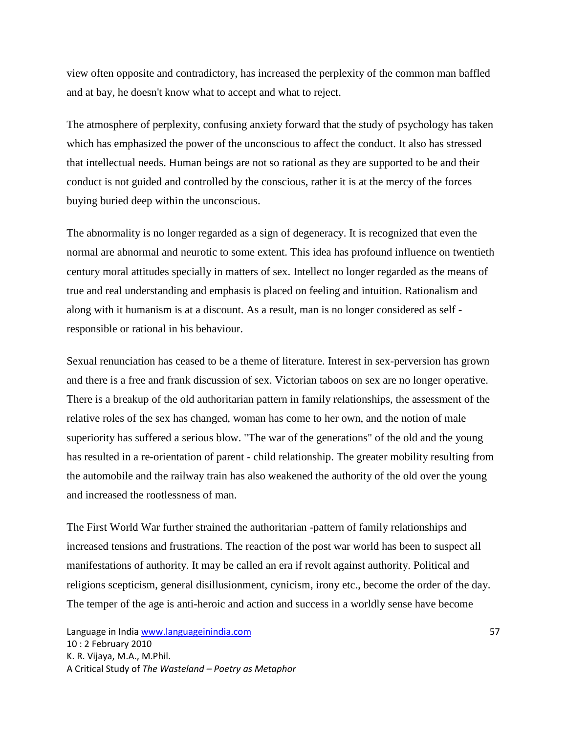view often opposite and contradictory, has increased the perplexity of the common man baffled and at bay, he doesn't know what to accept and what to reject.

The atmosphere of perplexity, confusing anxiety forward that the study of psychology has taken which has emphasized the power of the unconscious to affect the conduct. It also has stressed that intellectual needs. Human beings are not so rational as they are supported to be and their conduct is not guided and controlled by the conscious, rather it is at the mercy of the forces buying buried deep within the unconscious.

The abnormality is no longer regarded as a sign of degeneracy. It is recognized that even the normal are abnormal and neurotic to some extent. This idea has profound influence on twentieth century moral attitudes specially in matters of sex. Intellect no longer regarded as the means of true and real understanding and emphasis is placed on feeling and intuition. Rationalism and along with it humanism is at a discount. As a result, man is no longer considered as self - responsible or rational in his behaviour.

Sexual renunciation has ceased to be a theme of literature. Interest in sex-perversion has grown and there is a free and frank discussion of sex. Victorian taboos on sex are no longer operative. There is a breakup of the old authoritarian pattern in family relationships, the assessment of the relative roles of the sex has changed, woman has come to her own, and the notion of male superiority has suffered a serious blow. "The war of the generations" of the old and the young has resulted in a re-orientation of parent - child relationship. The greater mobility resulting from the automobile and the railway train has also weakened the authority of the old over the young and increased the rootlessness of man.

The First World War further strained the authoritarian -pattern of family relationships and increased tensions and frustrations. The reaction of the post war world has been to suspect all manifestations of authority. It may be called an era if revolt against authority. Political and religions scepticism, general disillusionment, cynicism, irony etc., become the order of the day. The temper of the age is anti-heroic and action and success in a worldly sense have become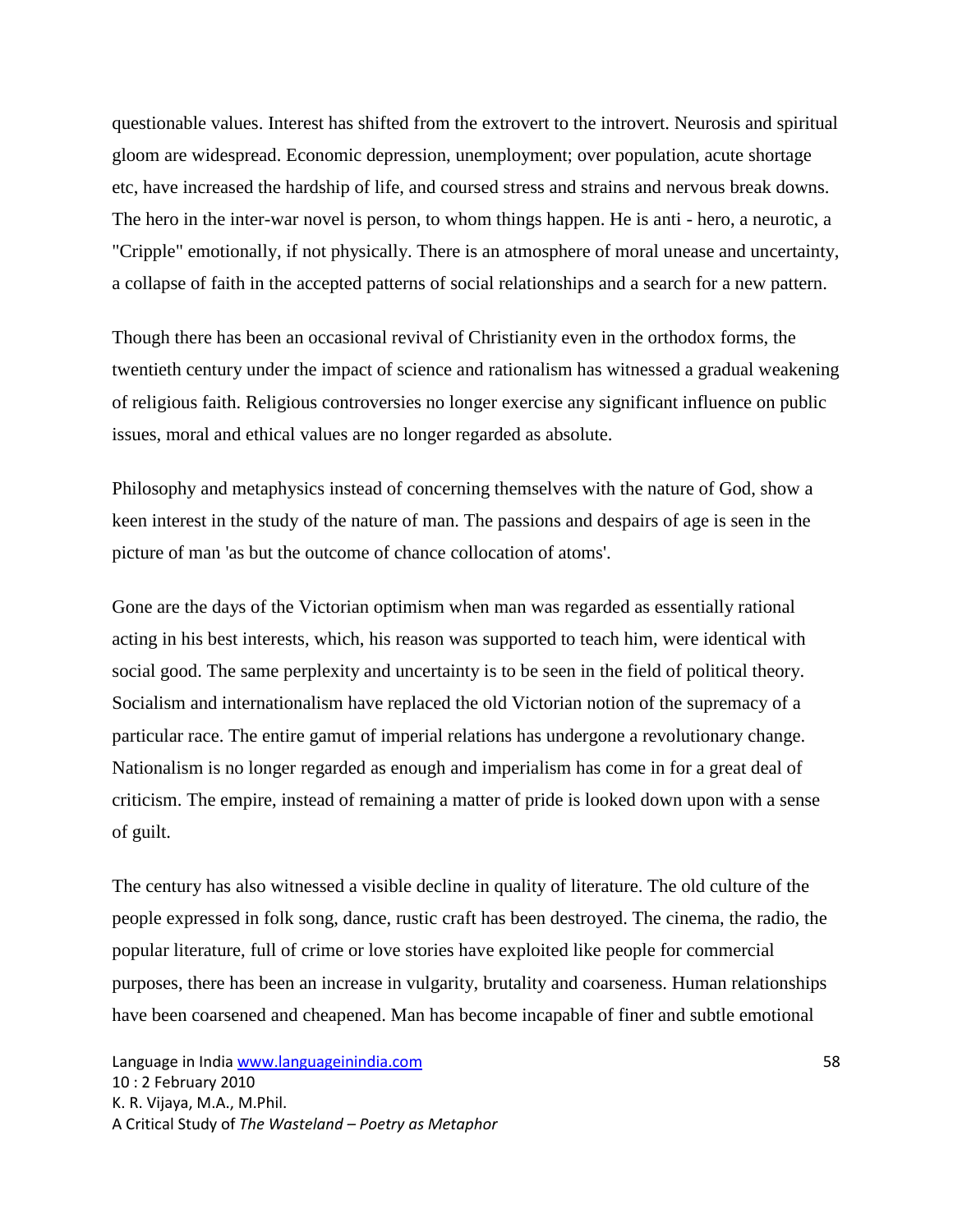questionable values. Interest has shifted from the extrovert to the introvert. Neurosis and spiritual gloom are widespread. Economic depression, unemployment; over population, acute shortage etc, have increased the hardship of life, and coursed stress and strains and nervous break downs. The hero in the inter-war novel is person, to whom things happen. He is anti - hero, a neurotic, a "Cripple" emotionally, if not physically. There is an atmosphere of moral unease and uncertainty, a collapse of faith in the accepted patterns of social relationships and a search for a new pattern.

Though there has been an occasional revival of Christianity even in the orthodox forms, the twentieth century under the impact of science and rationalism has witnessed a gradual weakening of religious faith. Religious controversies no longer exercise any significant influence on public issues, moral and ethical values are no longer regarded as absolute.

Philosophy and metaphysics instead of concerning themselves with the nature of God, show a keen interest in the study of the nature of man. The passions and despairs of age is seen in the picture of man 'as but the outcome of chance collocation of atoms'.

Gone are the days of the Victorian optimism when man was regarded as essentially rational acting in his best interests, which, his reason was supported to teach him, were identical with social good. The same perplexity and uncertainty is to be seen in the field of political theory. Socialism and internationalism have replaced the old Victorian notion of the supremacy of a particular race. The entire gamut of imperial relations has undergone a revolutionary change. Nationalism is no longer regarded as enough and imperialism has come in for a great deal of criticism. The empire, instead of remaining a matter of pride is looked down upon with a sense of guilt.

The century has also witnessed a visible decline in quality of literature. The old culture of the people expressed in folk song, dance, rustic craft has been destroyed. The cinema, the radio, the popular literature, full of crime or love stories have exploited like people for commercial purposes, there has been an increase in vulgarity, brutality and coarseness. Human relationships have been coarsened and cheapened. Man has become incapable of finer and subtle emotional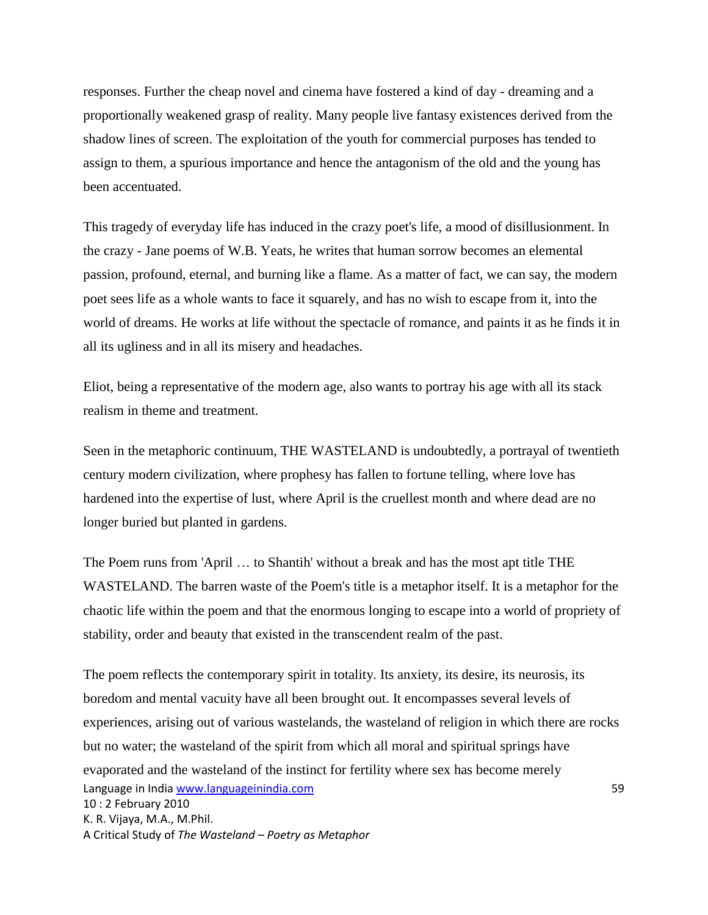responses. Further the cheap novel and cinema have fostered a kind of day - dreaming and a proportionally weakened grasp of reality. Many people live fantasy existences derived from the shadow lines of screen. The exploitation of the youth for commercial purposes has tended to assign to them, a spurious importance and hence the antagonism of the old and the young has been accentuated.

This tragedy of everyday life has induced in the crazy poet's life, a mood of disillusionment. In the crazy - Jane poems of W.B. Yeats, he writes that human sorrow becomes an elemental passion, profound, eternal, and burning like a flame. As a matter of fact, we can say, the modern poet sees life as a whole wants to face it squarely, and has no wish to escape from it, into the world of dreams. He works at life without the spectacle of romance, and paints it as he finds it in all its ugliness and in all its misery and headaches.

Eliot, being a representative of the modern age, also wants to portray his age with all its stack realism in theme and treatment.

Seen in the metaphoric continuum, THE WASTELAND is undoubtedly, a portrayal of twentieth century modern civilization, where prophesy has fallen to fortune telling, where love has hardened into the expertise of lust, where April is the cruellest month and where dead are no longer buried but planted in gardens.

The Poem runs from 'April … to Shantih' without a break and has the most apt title THE WASTELAND. The barren waste of the Poem's title is a metaphor itself. It is a metaphor for the chaotic life within the poem and that the enormous longing to escape into a world of propriety of stability, order and beauty that existed in the transcendent realm of the past.

The poem reflects the contemporary spirit in totality. Its anxiety, its desire, its neurosis, its boredom and mental vacuity have all been brought out. It encompasses several levels of experiences, arising out of various wastelands, the wasteland of religion in which there are rocks but no water; the wasteland of the spirit from which all moral and spiritual springs have evaporated and the wasteland of the instinct for fertility where sex has become merely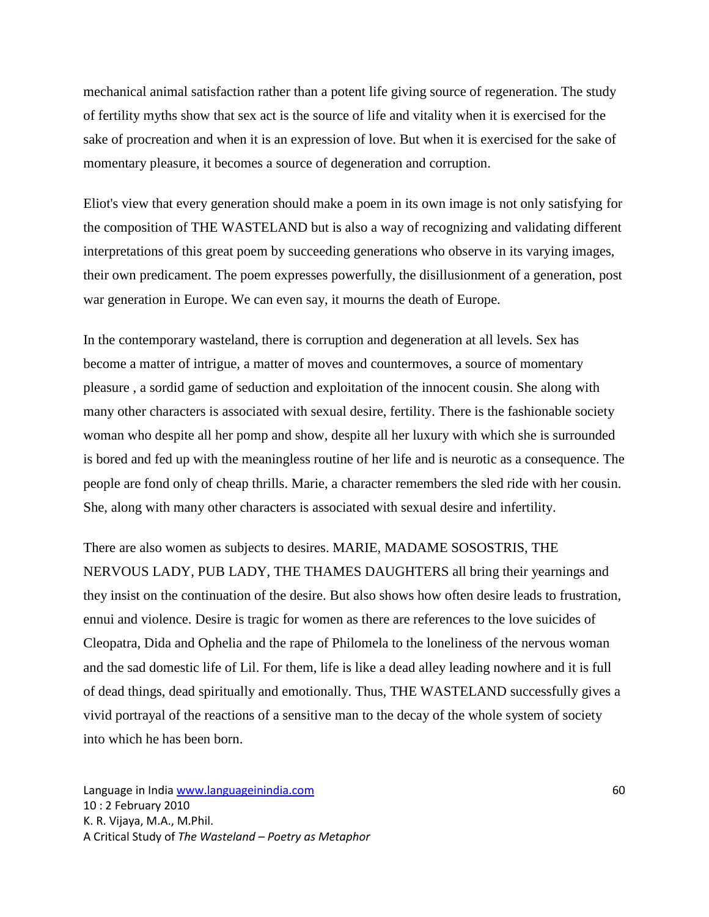mechanical animal satisfaction rather than a potent life giving source of regeneration. The study of fertility myths show that sex act is the source of life and vitality when it is exercised for the sake of procreation and when it is an expression of love. But when it is exercised for the sake of momentary pleasure, it becomes a source of degeneration and corruption.

Eliot's view that every generation should make a poem in its own image is not only satisfying for the composition of THE WASTELAND but is also a way of recognizing and validating different interpretations of this great poem by succeeding generations who observe in its varying images, their own predicament. The poem expresses powerfully, the disillusionment of a generation, post war generation in Europe. We can even say, it mourns the death of Europe.

In the contemporary wasteland, there is corruption and degeneration at all levels. Sex has become a matter of intrigue, a matter of moves and countermoves, a source of momentary pleasure , a sordid game of seduction and exploitation of the innocent cousin. She along with many other characters is associated with sexual desire, fertility. There is the fashionable society woman who despite all her pomp and show, despite all her luxury with which she is surrounded is bored and fed up with the meaningless routine of her life and is neurotic as a consequence. The people are fond only of cheap thrills. Marie, a character remembers the sled ride with her cousin. She, along with many other characters is associated with sexual desire and infertility.

There are also women as subjects to desires. MARIE, MADAME SOSOSTRIS, THE NERVOUS LADY, PUB LADY, THE THAMES DAUGHTERS all bring their yearnings and they insist on the continuation of the desire. But also shows how often desire leads to frustration, ennui and violence. Desire is tragic for women as there are references to the love suicides of Cleopatra, Dida and Ophelia and the rape of Philomela to the loneliness of the nervous woman and the sad domestic life of Lil. For them, life is like a dead alley leading nowhere and it is full of dead things, dead spiritually and emotionally. Thus, THE WASTELAND successfully gives a vivid portrayal of the reactions of a sensitive man to the decay of the whole system of society into which he has been born.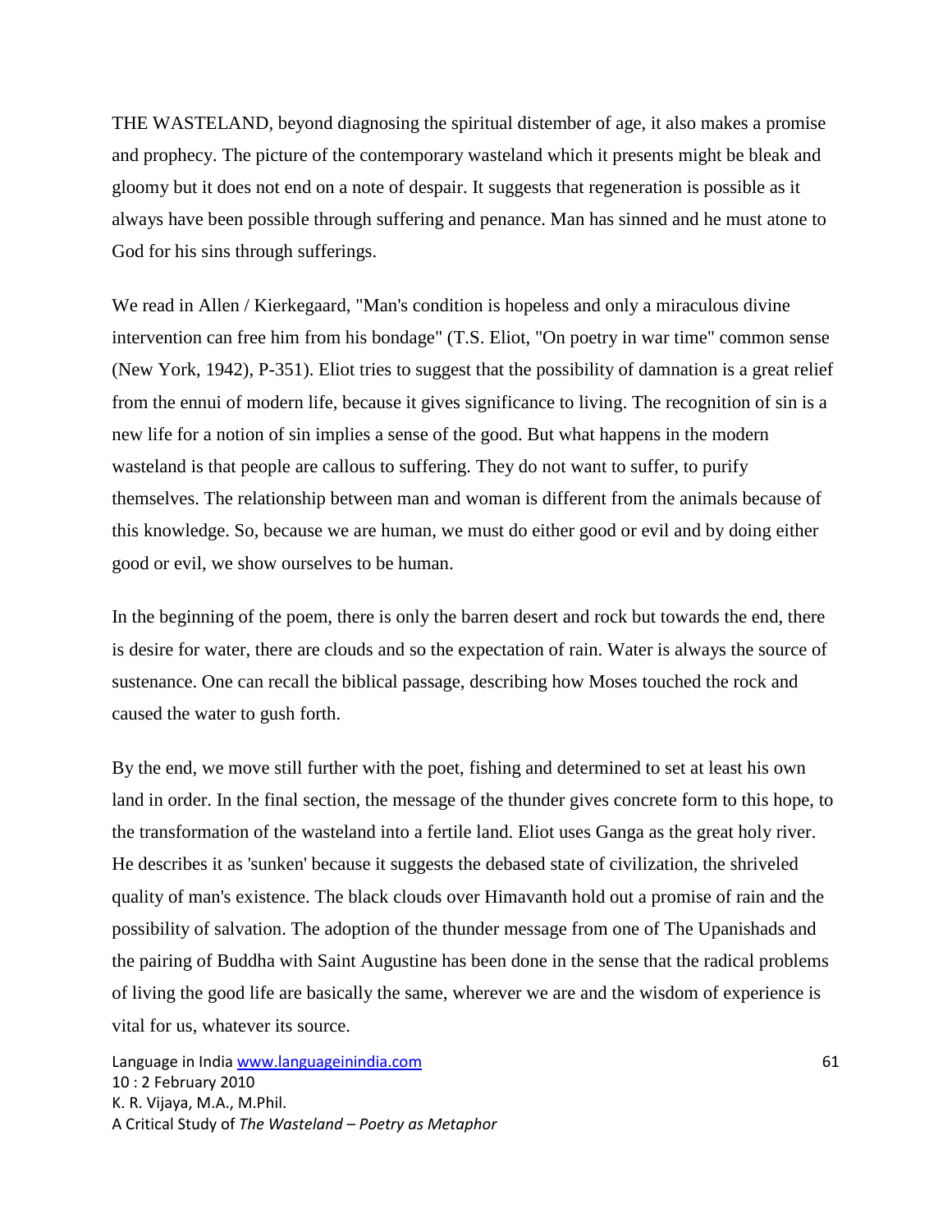THE WASTELAND, beyond diagnosing the spiritual distember of age, it also makes a promise and prophecy. The picture of the contemporary wasteland which it presents might be bleak and gloomy but it does not end on a note of despair. It suggests that regeneration is possible as it always have been possible through suffering and penance. Man has sinned and he must atone to God for his sins through sufferings.

We read in Allen / Kierkegaard, "Man's condition is hopeless and only a miraculous divine intervention can free him from his bondage" (T.S. Eliot, "On poetry in war time" common sense (New York, 1942), P-351). Eliot tries to suggest that the possibility of damnation is a great relief from the ennui of modern life, because it gives significance to living. The recognition of sin is a new life for a notion of sin implies a sense of the good. But what happens in the modern wasteland is that people are callous to suffering. They do not want to suffer, to purify themselves. The relationship between man and woman is different from the animals because of this knowledge. So, because we are human, we must do either good or evil and by doing either good or evil, we show ourselves to be human.

In the beginning of the poem, there is only the barren desert and rock but towards the end, there is desire for water, there are clouds and so the expectation of rain. Water is always the source of sustenance. One can recall the biblical passage, describing how Moses touched the rock and caused the water to gush forth.

By the end, we move still further with the poet, fishing and determined to set at least his own land in order. In the final section, the message of the thunder gives concrete form to this hope, to the transformation of the wasteland into a fertile land. Eliot uses Ganga as the great holy river. He describes it as 'sunken' because it suggests the debased state of civilization, the shriveled quality of man's existence. The black clouds over Himavanth hold out a promise of rain and the possibility of salvation. The adoption of the thunder message from one of The Upanishads and the pairing of Buddha with Saint Augustine has been done in the sense that the radical problems of living the good life are basically the same, wherever we are and the wisdom of experience is vital for us, whatever its source.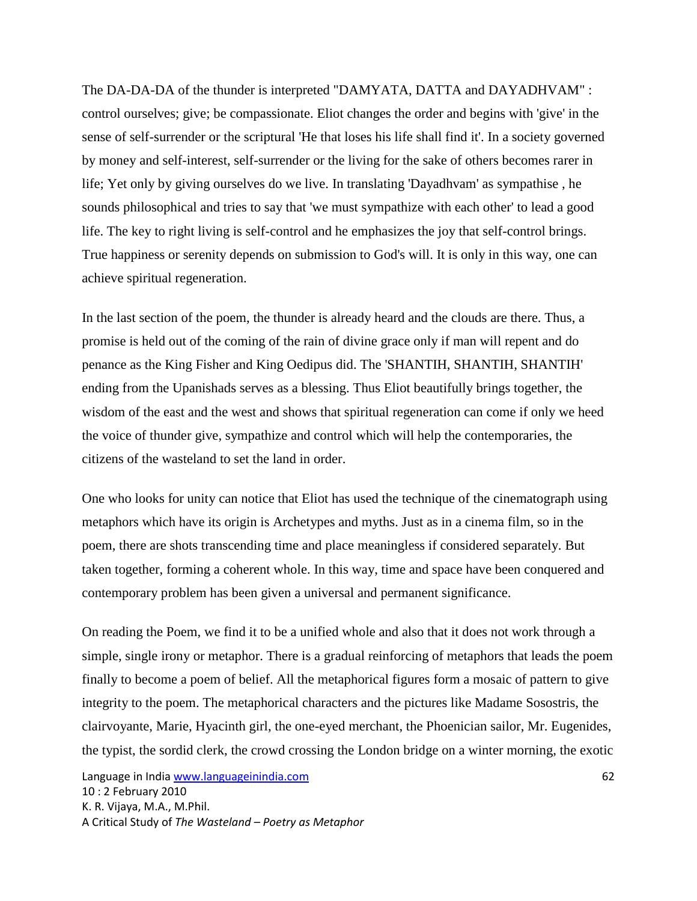The DA-DA-DA of the thunder is interpreted "DAMYATA, DATTA and DAYADHVAM" : control ourselves; give; be compassionate. Eliot changes the order and begins with 'give' in the sense of self-surrender or the scriptural 'He that loses his life shall find it'. In a society governed by money and self-interest, self-surrender or the living for the sake of others becomes rarer in life; Yet only by giving ourselves do we live. In translating 'Dayadhvam' as sympathise , he sounds philosophical and tries to say that 'we must sympathize with each other' to lead a good life. The key to right living is self-control and he emphasizes the joy that self-control brings. True happiness or serenity depends on submission to God's will. It is only in this way, one can achieve spiritual regeneration.

In the last section of the poem, the thunder is already heard and the clouds are there. Thus, a promise is held out of the coming of the rain of divine grace only if man will repent and do penance as the King Fisher and King Oedipus did. The 'SHANTIH, SHANTIH, SHANTIH' ending from the Upanishads serves as a blessing. Thus Eliot beautifully brings together, the wisdom of the east and the west and shows that spiritual regeneration can come if only we heed the voice of thunder give, sympathize and control which will help the contemporaries, the citizens of the wasteland to set the land in order.

One who looks for unity can notice that Eliot has used the technique of the cinematograph using metaphors which have its origin is Archetypes and myths. Just as in a cinema film, so in the poem, there are shots transcending time and place meaningless if considered separately. But taken together, forming a coherent whole. In this way, time and space have been conquered and contemporary problem has been given a universal and permanent significance.

On reading the Poem, we find it to be a unified whole and also that it does not work through a simple, single irony or metaphor. There is a gradual reinforcing of metaphors that leads the poem finally to become a poem of belief. All the metaphorical figures form a mosaic of pattern to give integrity to the poem. The metaphorical characters and the pictures like Madame Sosostris, the clairvoyante, Marie, Hyacinth girl, the one-eyed merchant, the Phoenician sailor, Mr. Eugenides, the typist, the sordid clerk, the crowd crossing the London bridge on a winter morning, the exotic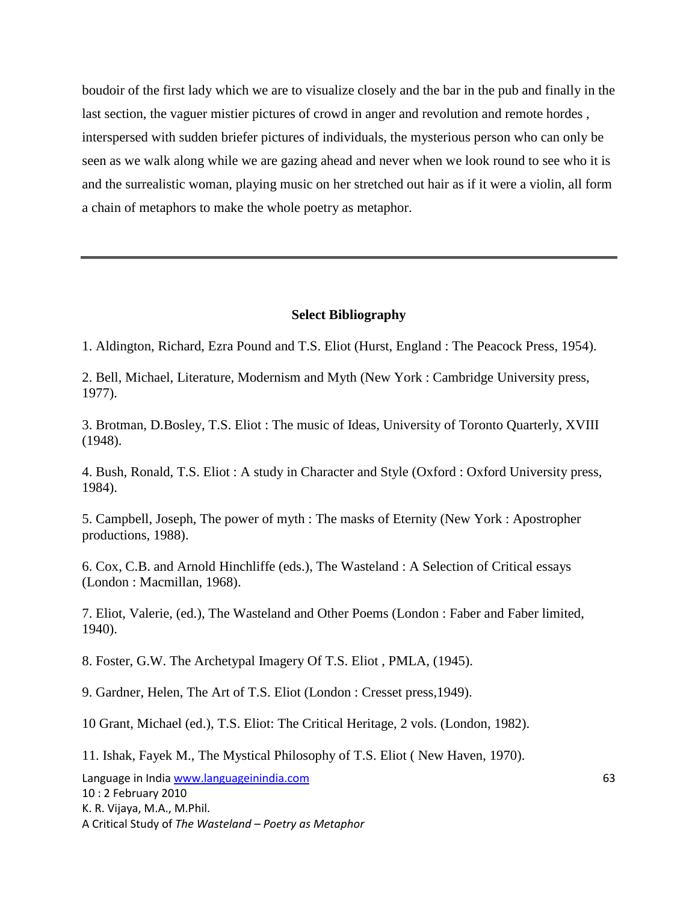boudoir of the first lady which we are to visualize closely and the bar in the pub and finally in the last section, the vaguer mistier pictures of crowd in anger and revolution and remote hordes , interspersed with sudden briefer pictures of individuals, the mysterious person who can only be seen as we walk along while we are gazing ahead and never when we look round to see who it is and the surrealistic woman, playing music on her stretched out hair as if it were a violin, all form a chain of metaphors to make the whole poetry as metaphor.

---

**Select Bibliography**

1. Aldington, Richard, Ezra Pound and T.S. Eliot (Hurst, England : The Peacock Press, 1954).

2. Bell, Michael, Literature, Modernism and Myth (New York : Cambridge University press, 1977).

3. Brotman, D.Bosley, T.S. Eliot : The music of Ideas, University of Toronto Quarterly, XVIII (1948).

4. Bush, Ronald, T.S. Eliot : A study in Character and Style (Oxford : Oxford University press, 1984).

5. Campbell, Joseph, The power of myth : The masks of Eternity (New York : Apostropher productions, 1988).

6. Cox, C.B. and Arnold Hinchliffe (eds.), The Wasteland : A Selection of Critical essays (London : Macmillan, 1968).

7. Eliot, Valerie, (ed.), The Wasteland and Other Poems (London : Faber and Faber limited, 1940).

8. Foster, G.W. The Archetypal Imagery Of T.S. Eliot , PMLA, (1945).

9. Gardner, Helen, The Art of T.S. Eliot (London : Cresset press,1949).

10 Grant, Michael (ed.), T.S. Eliot: The Critical Heritage, 2 vols. (London, 1982).

11. Ishak, Fayek M., The Mystical Philosophy of T.S. Eliot ( New Haven, 1970).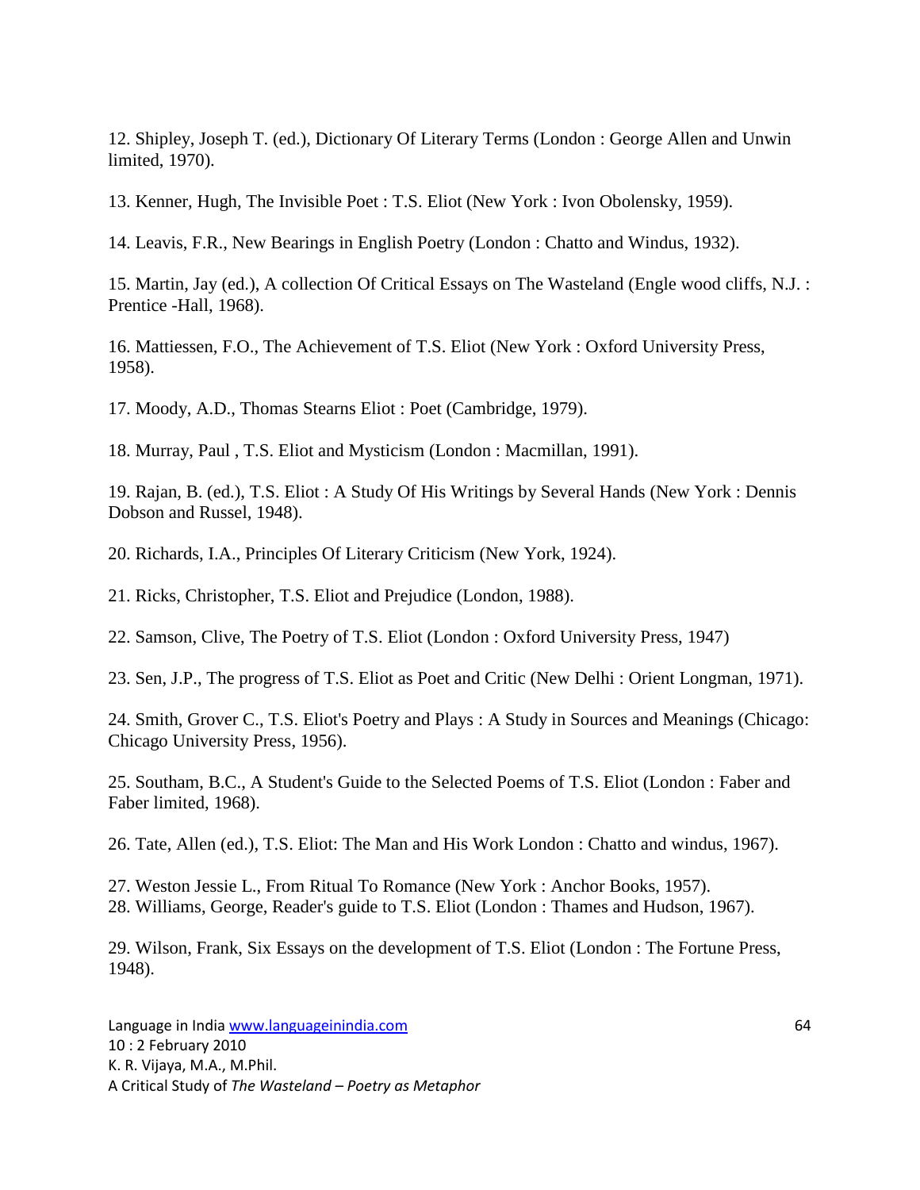12. Shipley, Joseph T. (ed.), Dictionary Of Literary Terms (London : George Allen and Unwin limited, 1970).

13. Kenner, Hugh, The Invisible Poet : T.S. Eliot (New York : Ivon Obolensky, 1959).

14. Leavis, F.R., New Bearings in English Poetry (London : Chatto and Windus, 1932).

15. Martin, Jay (ed.), A collection Of Critical Essays on The Wasteland (Engle wood cliffs, N.J. : Prentice -Hall, 1968).

16. Mattiessen, F.O., The Achievement of T.S. Eliot (New York : Oxford University Press, 1958).

17. Moody, A.D., Thomas Stearns Eliot : Poet (Cambridge, 1979).

18. Murray, Paul , T.S. Eliot and Mysticism (London : Macmillan, 1991).

19. Rajan, B. (ed.), T.S. Eliot : A Study Of His Writings by Several Hands (New York : Dennis Dobson and Russel, 1948).

20. Richards, I.A., Principles Of Literary Criticism (New York, 1924).

21. Ricks, Christopher, T.S. Eliot and Prejudice (London, 1988).

22. Samson, Clive, The Poetry of T.S. Eliot (London : Oxford University Press, 1947)

23. Sen, J.P., The progress of T.S. Eliot as Poet and Critic (New Delhi : Orient Longman, 1971).

24. Smith, Grover C., T.S. Eliot's Poetry and Plays : A Study in Sources and Meanings (Chicago: Chicago University Press, 1956).

25. Southam, B.C., A Student's Guide to the Selected Poems of T.S. Eliot (London : Faber and Faber limited, 1968).

26. Tate, Allen (ed.), T.S. Eliot: The Man and His Work London : Chatto and windus, 1967).

27. Weston Jessie L., From Ritual To Romance (New York : Anchor Books, 1957).
28. Williams, George, Reader's guide to T.S. Eliot (London : Thames and Hudson, 1967).

29. Wilson, Frank, Six Essays on the development of T.S. Eliot (London : The Fortune Press, 1948).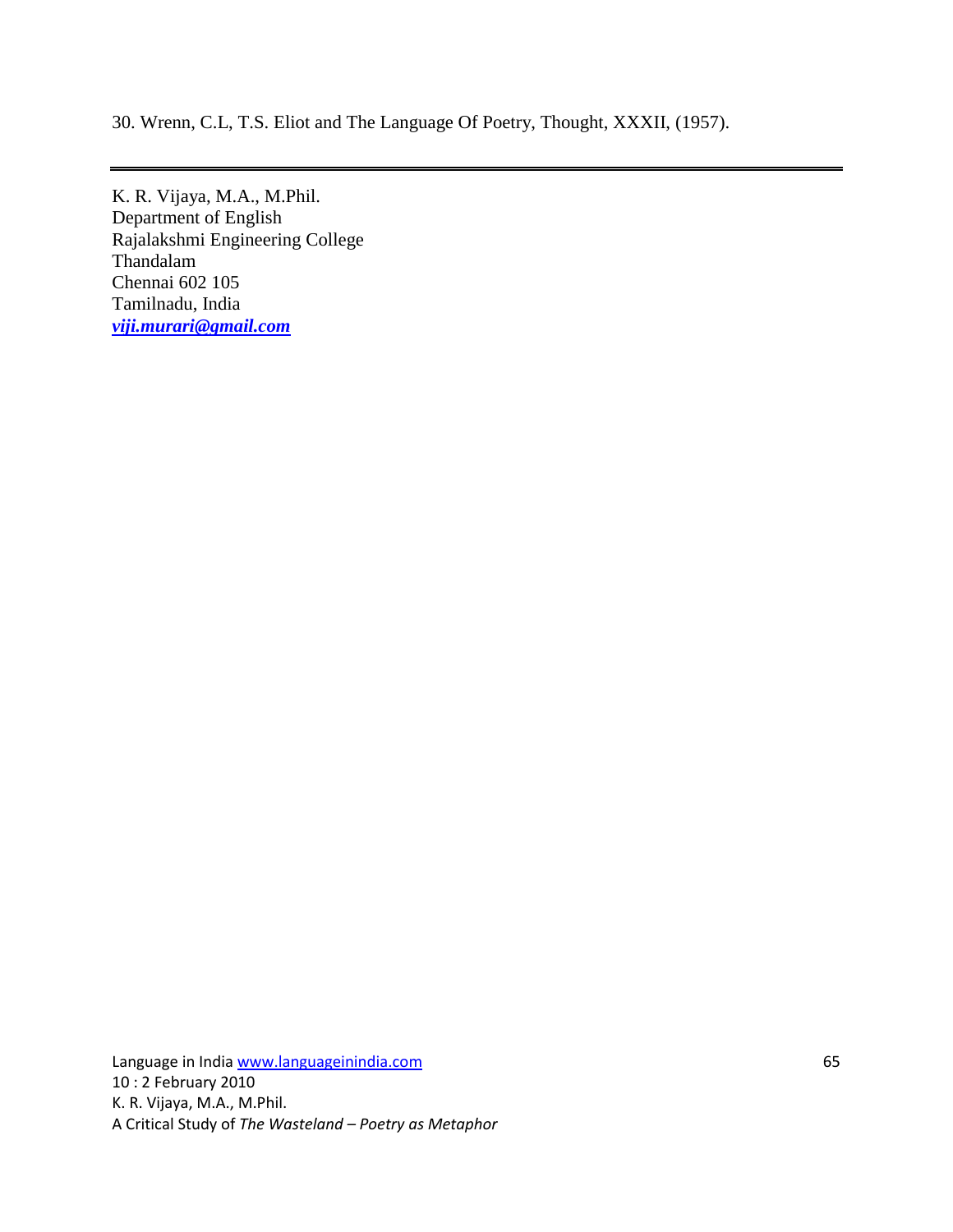30. Wrenn, C.L, T.S. Eliot and The Language Of Poetry, Thought, XXXII, (1957).

---

K. R. Vijaya, M.A., M.Phil.
Department of English
Rajalakshmi Engineering College
Thandalam
Chennai 602 105
Tamilnadu, India
***viji.murari@gmail.com***